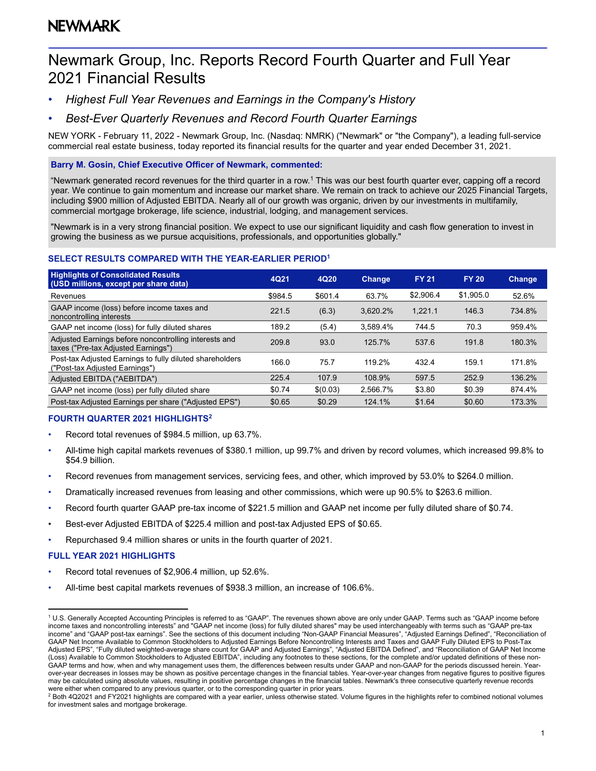NEWMARK

# Newmark Group, Inc. Reports Record Fourth Quarter and Full Year 2021 Financial Results

- *Highest Full Year Revenues and Earnings in the Company's History*
- *Best-Ever Quarterly Revenues and Record Fourth Quarter Earnings*

NEW YORK - February 11, 2022 - Newmark Group, Inc. (Nasdaq: NMRK) ("Newmark" or "the Company"), a leading full-service commercial real estate business, today reported its financial results for the quarter and year ended December 31, 2021.

**Barry M. Gosin, Chief Executive Officer of Newmark, commented:**

"Newmark generated record revenues for the third quarter in a row.[1] This was our best fourth quarter ever, capping off a record year. We continue to gain momentum and increase our market share. We remain on track to achieve our 2025 Financial Targets, including $900 million of Adjusted EBITDA. Nearly all of our growth was organic, driven by our investments in multifamily, commercial mortgage brokerage, life science, industrial, lodging, and management services.

"Newmark is in a very strong financial position. We expect to use our significant liquidity and cash flow generation to invest in growing the business as we pursue acquisitions, professionals, and opportunities globally."

## SELECT RESULTS COMPARED WITH THE YEAR-EARLIER PERIOD[1]

| Highlights of Consolidated Results (USD millions, except per share data) | 4Q21 | 4Q20 | Change | FY 21 | FY 20 | Change |
|---|---|---|---|---|---|---|
| Revenues | $984.5 | $601.4 | 63.7% | $2,906.4 | $1,905.0 | 52.6% |
| GAAP income (loss) before income taxes and noncontrolling interests | 221.5 | (6.3) | 3,620.2% | 1,221.1 | 146.3 | 734.8% |
| GAAP net income (loss) for fully diluted shares | 189.2 | (5.4) | 3,589.4% | 744.5 | 70.3 | 959.4% |
| Adjusted Earnings before noncontrolling interests and taxes ("Pre-tax Adjusted Earnings") | 209.8 | 93.0 | 125.7% | 537.6 | 191.8 | 180.3% |
| Post-tax Adjusted Earnings to fully diluted shareholders ("Post-tax Adjusted Earnings") | 166.0 | 75.7 | 119.2% | 432.4 | 159.1 | 171.8% |
| Adjusted EBITDA ("AEBITDA") | 225.4 | 107.9 | 108.9% | 597.5 | 252.9 | 136.2% |
| GAAP net income (loss) per fully diluted share | $0.74 | $(0.03) | 2,566.7% | $3.80 | $0.39 | 874.4% |
| Post-tax Adjusted Earnings per share ("Adjusted EPS") | $0.65 | $0.29 | 124.1% | $1.64 | $0.60 | 173.3% |

## FOURTH QUARTER 2021 HIGHLIGHTS[2]

- Record total revenues of $984.5 million, up 63.7%.
- All-time high capital markets revenues of $380.1 million, up 99.7% and driven by record volumes, which increased 99.8% to $54.9 billion.
- Record revenues from management services, servicing fees, and other, which improved by 53.0% to $264.0 million.
- Dramatically increased revenues from leasing and other commissions, which were up 90.5% to $263.6 million.
- Record fourth quarter GAAP pre-tax income of $221.5 million and GAAP net income per fully diluted share of $0.74.
- Best-ever Adjusted EBITDA of $225.4 million and post-tax Adjusted EPS of $0.65.
- Repurchased 9.4 million shares or units in the fourth quarter of 2021.

## FULL YEAR 2021 HIGHLIGHTS

- Record total revenues of $2,906.4 million, up 52.6%.
- All-time best capital markets revenues of $938.3 million, an increase of 106.6%.

---

[1] U.S. Generally Accepted Accounting Principles is referred to as "GAAP". The revenues shown above are only under GAAP. Terms such as "GAAP income before income taxes and noncontrolling interests" and "GAAP net income (loss) for fully diluted shares" may be used interchangeably with terms such as "GAAP pre-tax income" and "GAAP post-tax earnings". See the sections of this document including "Non-GAAP Financial Measures", "Adjusted Earnings Defined", "Reconciliation of GAAP Net Income Available to Common Stockholders to Adjusted Earnings Before Noncontrolling Interests and Taxes and GAAP Fully Diluted EPS to Post-Tax Adjusted EPS", "Fully diluted weighted-average share count for GAAP and Adjusted Earnings", "Adjusted EBITDA Defined", and "Reconciliation of GAAP Net Income (Loss) Available to Common Stockholders to Adjusted EBITDA", including any footnotes to these sections, for the complete and/or updated definitions of these non-GAAP terms and how, when and why management uses them, the differences between results under GAAP and non-GAAP for the periods discussed herein. Year-over-year decreases in losses may be shown as positive percentage changes in the financial tables. Year-over-year changes from negative figures to positive figures may be calculated using absolute values, resulting in positive percentage changes in the financial tables. Newmark's three consecutive quarterly revenue records were either when compared to any previous quarter, or to the corresponding quarter in prior years.

[2] Both 4Q2021 and FY2021 highlights are compared with a year earlier, unless otherwise stated. Volume figures in the highlights refer to combined notional volumes for investment sales and mortgage brokerage.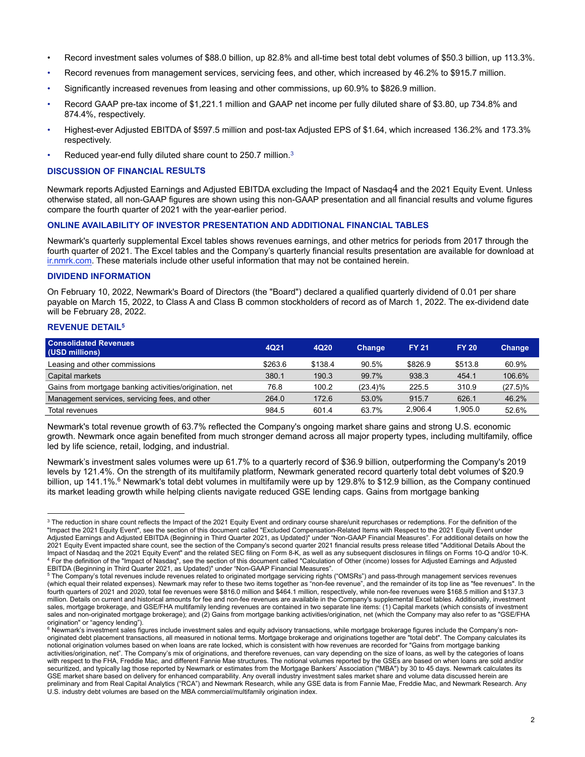- Record investment sales volumes of $88.0 billion, up 82.8% and all-time best total debt volumes of $50.3 billion, up 113.3%.
- Record revenues from management services, servicing fees, and other, which increased by 46.2% to $915.7 million.
- Significantly increased revenues from leasing and other commissions, up 60.9% to $826.9 million.
- Record GAAP pre-tax income of $1,221.1 million and GAAP net income per fully diluted share of $3.80, up 734.8% and 874.4%, respectively.
- Highest-ever Adjusted EBITDA of $597.5 million and post-tax Adjusted EPS of $1.64, which increased 136.2% and 173.3% respectively.
- Reduced year-end fully diluted share count to 250.7 million.[3]

## DISCUSSION OF FINANCIAL RESULTS

Newmark reports Adjusted Earnings and Adjusted EBITDA excluding the Impact of Nasdaq[4] and the 2021 Equity Event. Unless otherwise stated, all non-GAAP figures are shown using this non-GAAP presentation and all financial results and volume figures compare the fourth quarter of 2021 with the year-earlier period.

## ONLINE AVAILABILITY OF INVESTOR PRESENTATION AND ADDITIONAL FINANCIAL TABLES

Newmark's quarterly supplemental Excel tables shows revenues earnings, and other metrics for periods from 2017 through the fourth quarter of 2021. The Excel tables and the Company's quarterly financial results presentation are available for download at ir.nmrk.com. These materials include other useful information that may not be contained herein.

## DIVIDEND INFORMATION

On February 10, 2022, Newmark's Board of Directors (the "Board") declared a qualified quarterly dividend of 0.01 per share payable on March 15, 2022, to Class A and Class B common stockholders of record as of March 1, 2022. The ex-dividend date will be February 28, 2022.

## REVENUE DETAIL[5]

| Consolidated Revenues (USD millions) | 4Q21 | 4Q20 | Change | FY 21 | FY 20 | Change |
|---|---|---|---|---|---|---|
| Leasing and other commissions | $263.6 | $138.4 | 90.5% | $826.9 | $513.8 | 60.9% |
| Capital markets | 380.1 | 190.3 | 99.7% | 938.3 | 454.1 | 106.6% |
| Gains from mortgage banking activities/origination, net | 76.8 | 100.2 | (23.4)% | 225.5 | 310.9 | (27.5)% |
| Management services, servicing fees, and other | 264.0 | 172.6 | 53.0% | 915.7 | 626.1 | 46.2% |
| Total revenues | 984.5 | 601.4 | 63.7% | 2,906.4 | 1,905.0 | 52.6% |

Newmark's total revenue growth of 63.7% reflected the Company's ongoing market share gains and strong U.S. economic growth. Newmark once again benefited from much stronger demand across all major property types, including multifamily, office led by life science, retail, lodging, and industrial.

Newmark's investment sales volumes were up 61.7% to a quarterly record of $36.9 billion, outperforming the Company's 2019 levels by 121.4%. On the strength of its multifamily platform, Newmark generated record quarterly total debt volumes of $20.9 billion, up 141.1%.[6] Newmark's total debt volumes in multifamily were up by 129.8% to $12.9 billion, as the Company continued its market leading growth while helping clients navigate reduced GSE lending caps. Gains from mortgage banking

---

[3] The reduction in share count reflects the Impact of the 2021 Equity Event and ordinary course share/unit repurchases or redemptions. For the definition of the "Impact the 2021 Equity Event", see the section of this document called "Excluded Compensation-Related Items with Respect to the 2021 Equity Event under Adjusted Earnings and Adjusted EBITDA (Beginning in Third Quarter 2021, as Updated)" under "Non-GAAP Financial Measures". For additional details on how the 2021 Equity Event impacted share count, see the section of the Company's second quarter 2021 financial results press release titled "Additional Details About the Impact of Nasdaq and the 2021 Equity Event" and the related SEC filing on Form 8-K, as well as any subsequent disclosures in filings on Forms 10-Q and/or 10-K.

[4] For the definition of the "Impact of Nasdaq", see the section of this document called "Calculation of Other (income) losses for Adjusted Earnings and Adjusted EBITDA (Beginning in Third Quarter 2021, as Updated)" under "Non-GAAP Financial Measures".

[5] The Company's total revenues include revenues related to originated mortgage servicing rights ("OMSRs") and pass-through management services revenues (which equal their related expenses). Newmark may refer to these two items together as "non-fee revenue", and the remainder of its top line as "fee revenues". In the fourth quarters of 2021 and 2020, total fee revenues were $816.0 million and $464.1 million, respectively, while non-fee revenues were $168.5 million and $137.3 million. Details on current and historical amounts for fee and non-fee revenues are available in the Company's supplemental Excel tables. Additionally, investment sales, mortgage brokerage, and GSE/FHA multifamily lending revenues are contained in two separate line items: (1) Capital markets (which consists of investment sales and non-originated mortgage brokerage); and (2) Gains from mortgage banking activities/origination, net (which the Company may also refer to as "GSE/FHA origination" or "agency lending").

[6] Newmark's investment sales figures include investment sales and equity advisory transactions, while mortgage brokerage figures include the Company's non-originated debt placement transactions, all measured in notional terms. Mortgage brokerage and originations together are "total debt". The Company calculates its notional origination volumes based on when loans are rate locked, which is consistent with how revenues are recorded for "Gains from mortgage banking activities/origination, net". The Company's mix of originations, and therefore revenues, can vary depending on the size of loans, as well by the categories of loans with respect to the FHA, Freddie Mac, and different Fannie Mae structures. The notional volumes reported by the GSEs are based on when loans are sold and/or securitized, and typically lag those reported by Newmark or estimates from the Mortgage Bankers' Association ("MBA") by 30 to 45 days. Newmark calculates its GSE market share based on delivery for enhanced comparability. Any overall industry investment sales market share and volume data discussed herein are preliminary and from Real Capital Analytics ("RCA") and Newmark Research, while any GSE data is from Fannie Mae, Freddie Mac, and Newmark Research. Any U.S. industry debt volumes are based on the MBA commercial/multifamily origination index.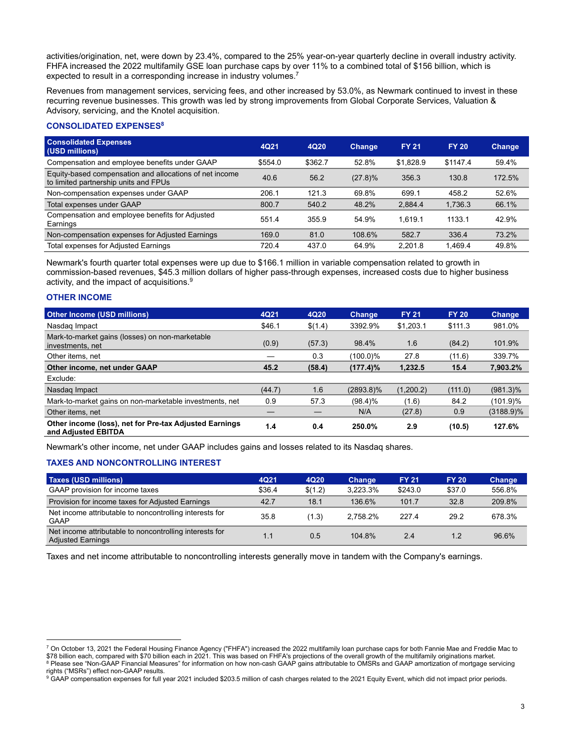activities/origination, net, were down by 23.4%, compared to the 25% year-on-year quarterly decline in overall industry activity. FHFA increased the 2022 multifamily GSE loan purchase caps by over 11% to a combined total of $156 billion, which is expected to result in a corresponding increase in industry volumes.[7]

Revenues from management services, servicing fees, and other increased by 53.0%, as Newmark continued to invest in these recurring revenue businesses. This growth was led by strong improvements from Global Corporate Services, Valuation & Advisory, servicing, and the Knotel acquisition.

### CONSOLIDATED EXPENSES[8]

| Consolidated Expenses (USD millions) | 4Q21 | 4Q20 | Change | FY 21 | FY 20 | Change |
|---|---|---|---|---|---|---|
| Compensation and employee benefits under GAAP | $554.0 | $362.7 | 52.8% | $1,828.9 | $1147.4 | 59.4% |
| Equity-based compensation and allocations of net income to limited partnership units and FPUs | 40.6 | 56.2 | (27.8)% | 356.3 | 130.8 | 172.5% |
| Non-compensation expenses under GAAP | 206.1 | 121.3 | 69.8% | 699.1 | 458.2 | 52.6% |
| Total expenses under GAAP | 800.7 | 540.2 | 48.2% | 2,884.4 | 1,736.3 | 66.1% |
| Compensation and employee benefits for Adjusted Earnings | 551.4 | 355.9 | 54.9% | 1,619.1 | 1133.1 | 42.9% |
| Non-compensation expenses for Adjusted Earnings | 169.0 | 81.0 | 108.6% | 582.7 | 336.4 | 73.2% |
| Total expenses for Adjusted Earnings | 720.4 | 437.0 | 64.9% | 2,201.8 | 1,469.4 | 49.8% |

Newmark's fourth quarter total expenses were up due to $166.1 million in variable compensation related to growth in commission-based revenues, $45.3 million dollars of higher pass-through expenses, increased costs due to higher business activity, and the impact of acquisitions.[9]

### OTHER INCOME

| Other Income (USD millions) | 4Q21 | 4Q20 | Change | FY 21 | FY 20 | Change |
|---|---|---|---|---|---|---|
| Nasdaq Impact | $46.1 | $(1.4) | 3392.9% | $1,203.1 | $111.3 | 981.0% |
| Mark-to-market gains (losses) on non-marketable investments, net | (0.9) | (57.3) | 98.4% | 1.6 | (84.2) | 101.9% |
| Other items, net | — | 0.3 | (100.0)% | 27.8 | (11.6) | 339.7% |
| **Other income, net under GAAP** | **45.2** | **(58.4)** | **(177.4)%** | **1,232.5** | **15.4** | **7,903.2%** |
| Exclude: | | | | | | |
| Nasdaq Impact | (44.7) | 1.6 | (2893.8)% | (1,200.2) | (111.0) | (981.3)% |
| Mark-to-market gains on non-marketable investments, net | 0.9 | 57.3 | (98.4)% | (1.6) | 84.2 | (101.9)% |
| Other items, net | — | — | N/A | (27.8) | 0.9 | (3188.9)% |
| **Other income (loss), net for Pre-tax Adjusted Earnings and Adjusted EBITDA** | **1.4** | **0.4** | **250.0%** | **2.9** | **(10.5)** | **127.6%** |

Newmark's other income, net under GAAP includes gains and losses related to its Nasdaq shares.

### TAXES AND NONCONTROLLING INTEREST

| Taxes (USD millions) | 4Q21 | 4Q20 | Change | FY 21 | FY 20 | Change |
|---|---|---|---|---|---|---|
| GAAP provision for income taxes | $36.4 | $(1.2) | 3,223.3% | $243.0 | $37.0 | 556.8% |
| Provision for income taxes for Adjusted Earnings | 42.7 | 18.1 | 136.6% | 101.7 | 32.8 | 209.8% |
| Net income attributable to noncontrolling interests for GAAP | 35.8 | (1.3) | 2,758.2% | 227.4 | 29.2 | 678.3% |
| Net income attributable to noncontrolling interests for Adjusted Earnings | 1.1 | 0.5 | 104.8% | 2.4 | 1.2 | 96.6% |

Taxes and net income attributable to noncontrolling interests generally move in tandem with the Company's earnings.

---

[7] On October 13, 2021 the Federal Housing Finance Agency ("FHFA") increased the 2022 multifamily loan purchase caps for both Fannie Mae and Freddie Mac to $78 billion each, compared with $70 billion each in 2021. This was based on FHFA's projections of the overall growth of the multifamily originations market.
[8] Please see "Non-GAAP Financial Measures" for information on how non-cash GAAP gains attributable to OMSRs and GAAP amortization of mortgage servicing rights ("MSRs") effect non-GAAP results.
[9] GAAP compensation expenses for full year 2021 included $203.5 million of cash charges related to the 2021 Equity Event, which did not impact prior periods.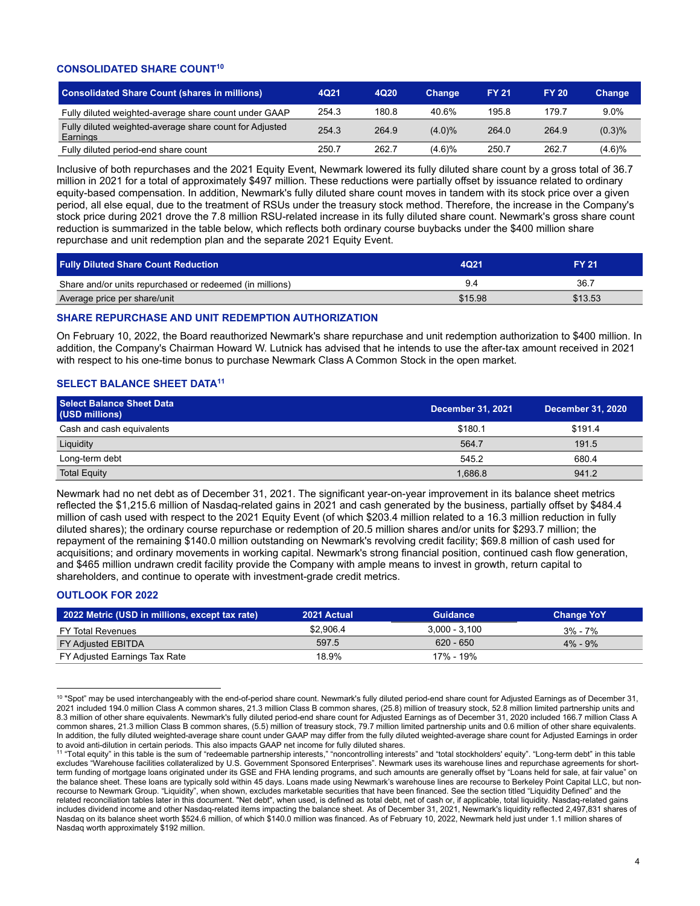## CONSOLIDATED SHARE COUNT[10]

| Consolidated Share Count (shares in millions) | 4Q21 | 4Q20 | Change | FY 21 | FY 20 | Change |
|---|---|---|---|---|---|---|
| Fully diluted weighted-average share count under GAAP | 254.3 | 180.8 | 40.6% | 195.8 | 179.7 | 9.0% |
| Fully diluted weighted-average share count for Adjusted Earnings | 254.3 | 264.9 | (4.0)% | 264.0 | 264.9 | (0.3)% |
| Fully diluted period-end share count | 250.7 | 262.7 | (4.6)% | 250.7 | 262.7 | (4.6)% |

Inclusive of both repurchases and the 2021 Equity Event, Newmark lowered its fully diluted share count by a gross total of 36.7 million in 2021 for a total of approximately $497 million. These reductions were partially offset by issuance related to ordinary equity-based compensation. In addition, Newmark's fully diluted share count moves in tandem with its stock price over a given period, all else equal, due to the treatment of RSUs under the treasury stock method. Therefore, the increase in the Company's stock price during 2021 drove the 7.8 million RSU-related increase in its fully diluted share count. Newmark's gross share count reduction is summarized in the table below, which reflects both ordinary course buybacks under the $400 million share repurchase and unit redemption plan and the separate 2021 Equity Event.

| Fully Diluted Share Count Reduction | 4Q21 | FY 21 |
|---|---|---|
| Share and/or units repurchased or redeemed (in millions) | 9.4 | 36.7 |
| Average price per share/unit | $15.98 | $13.53 |

## SHARE REPURCHASE AND UNIT REDEMPTION AUTHORIZATION

On February 10, 2022, the Board reauthorized Newmark's share repurchase and unit redemption authorization to $400 million. In addition, the Company's Chairman Howard W. Lutnick has advised that he intends to use the after-tax amount received in 2021 with respect to his one-time bonus to purchase Newmark Class A Common Stock in the open market.

## SELECT BALANCE SHEET DATA[11]

| Select Balance Sheet Data (USD millions) | December 31, 2021 | December 31, 2020 |
|---|---|---|
| Cash and cash equivalents | $180.1 | $191.4 |
| Liquidity | 564.7 | 191.5 |
| Long-term debt | 545.2 | 680.4 |
| Total Equity | 1,686.8 | 941.2 |

Newmark had no net debt as of December 31, 2021. The significant year-on-year improvement in its balance sheet metrics reflected the $1,215.6 million of Nasdaq-related gains in 2021 and cash generated by the business, partially offset by $484.4 million of cash used with respect to the 2021 Equity Event (of which $203.4 million related to a 16.3 million reduction in fully diluted shares); the ordinary course repurchase or redemption of 20.5 million shares and/or units for $293.7 million; the repayment of the remaining $140.0 million outstanding on Newmark's revolving credit facility; $69.8 million of cash used for acquisitions; and ordinary movements in working capital. Newmark's strong financial position, continued cash flow generation, and $465 million undrawn credit facility provide the Company with ample means to invest in growth, return capital to shareholders, and continue to operate with investment-grade credit metrics.

## OUTLOOK FOR 2022

| 2022 Metric (USD in millions, except tax rate) | 2021 Actual | Guidance | Change YoY |
|---|---|---|---|
| FY Total Revenues | $2,906.4 | 3,000 - 3,100 | 3% - 7% |
| FY Adjusted EBITDA | 597.5 | 620 - 650 | 4% - 9% |
| FY Adjusted Earnings Tax Rate | 18.9% | 17% - 19% | |

---

[10] "Spot" may be used interchangeably with the end-of-period share count. Newmark's fully diluted period-end share count for Adjusted Earnings as of December 31, 2021 included 194.0 million Class A common shares, 21.3 million Class B common shares, (25.8) million of treasury stock, 52.8 million limited partnership units and 8.3 million of other share equivalents. Newmark's fully diluted period-end share count for Adjusted Earnings as of December 31, 2020 included 166.7 million Class A common shares, 21.3 million Class B common shares, (5.5) million of treasury stock, 79.7 million limited partnership units and 0.6 million of other share equivalents. In addition, the fully diluted weighted-average share count under GAAP may differ from the fully diluted weighted-average share count for Adjusted Earnings in order to avoid anti-dilution in certain periods. This also impacts GAAP net income for fully diluted shares.

[11] "Total equity" in this table is the sum of "redeemable partnership interests," "noncontrolling interests" and "total stockholders' equity". "Long-term debt" in this table excludes "Warehouse facilities collateralized by U.S. Government Sponsored Enterprises". Newmark uses its warehouse lines and repurchase agreements for short-term funding of mortgage loans originated under its GSE and FHA lending programs, and such amounts are generally offset by "Loans held for sale, at fair value" on the balance sheet. These loans are typically sold within 45 days. Loans made using Newmark's warehouse lines are recourse to Berkeley Point Capital LLC, but non-recourse to Newmark Group. "Liquidity", when shown, excludes marketable securities that have been financed. See the section titled "Liquidity Defined" and the related reconciliation tables later in this document. "Net debt", when used, is defined as total debt, net of cash or, if applicable, total liquidity. Nasdaq-related gains includes dividend income and other Nasdaq-related items impacting the balance sheet. As of December 31, 2021, Newmark's liquidity reflected 2,497,831 shares of Nasdaq on its balance sheet worth $524.6 million, of which $140.0 million was financed. As of February 10, 2022, Newmark held just under 1.1 million shares of Nasdaq worth approximately $192 million.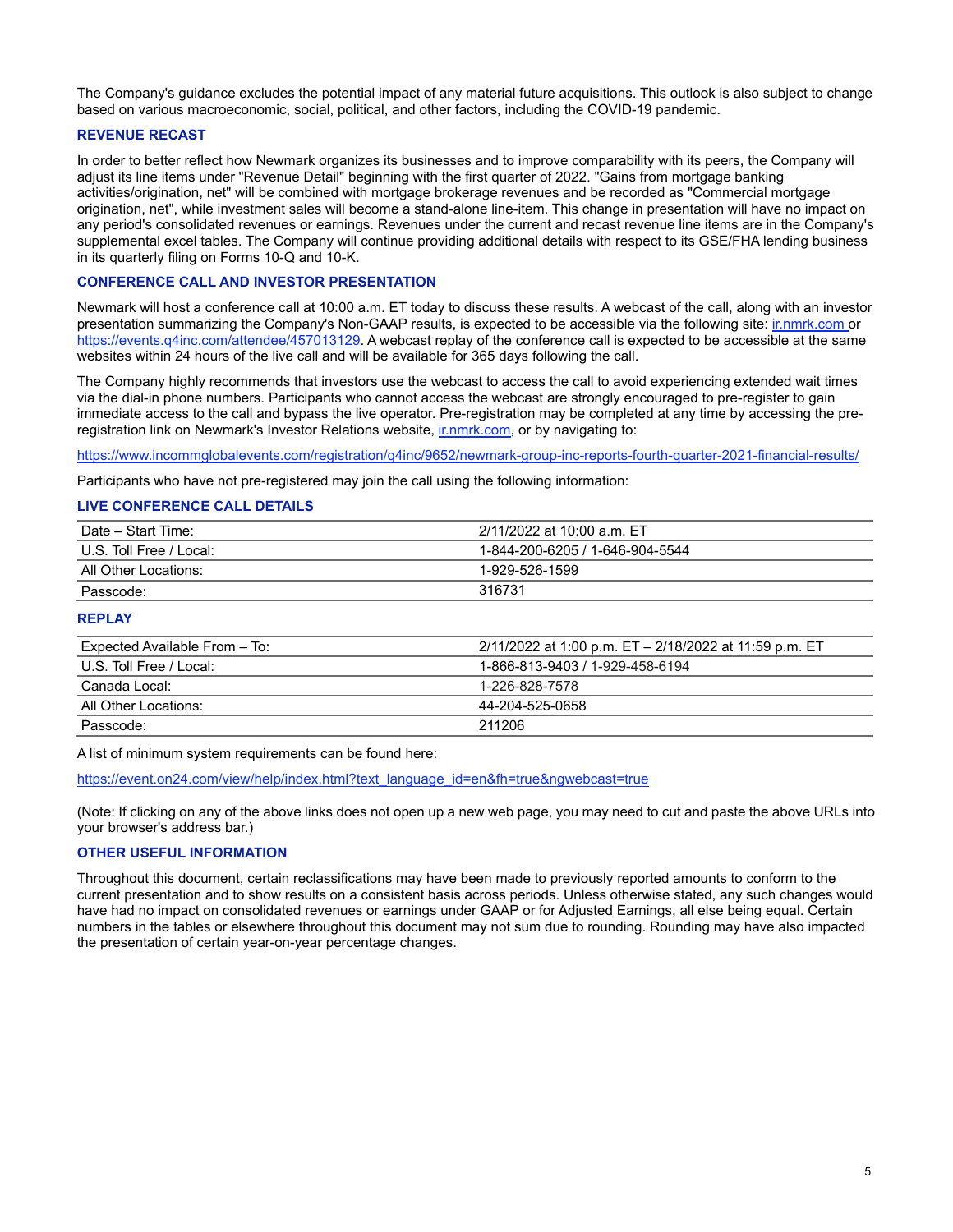The Company's guidance excludes the potential impact of any material future acquisitions. This outlook is also subject to change based on various macroeconomic, social, political, and other factors, including the COVID-19 pandemic.

## REVENUE RECAST

In order to better reflect how Newmark organizes its businesses and to improve comparability with its peers, the Company will adjust its line items under "Revenue Detail" beginning with the first quarter of 2022. "Gains from mortgage banking activities/origination, net" will be combined with mortgage brokerage revenues and be recorded as "Commercial mortgage origination, net", while investment sales will become a stand-alone line-item. This change in presentation will have no impact on any period's consolidated revenues or earnings. Revenues under the current and recast revenue line items are in the Company's supplemental excel tables. The Company will continue providing additional details with respect to its GSE/FHA lending business in its quarterly filing on Forms 10-Q and 10-K.

## CONFERENCE CALL AND INVESTOR PRESENTATION

Newmark will host a conference call at 10:00 a.m. ET today to discuss these results. A webcast of the call, along with an investor presentation summarizing the Company's Non-GAAP results, is expected to be accessible via the following site: [ir.nmrk.com](ir.nmrk.com) or [https://events.q4inc.com/attendee/457013129](https://events.q4inc.com/attendee/457013129). A webcast replay of the conference call is expected to be accessible at the same websites within 24 hours of the live call and will be available for 365 days following the call.

The Company highly recommends that investors use the webcast to access the call to avoid experiencing extended wait times via the dial-in phone numbers. Participants who cannot access the webcast are strongly encouraged to pre-register to gain immediate access to the call and bypass the live operator. Pre-registration may be completed at any time by accessing the pre-registration link on Newmark's Investor Relations website, [ir.nmrk.com](ir.nmrk.com), or by navigating to:

[https://www.incommglobalevents.com/registration/q4inc/9652/newmark-group-inc-reports-fourth-quarter-2021-financial-results/](https://www.incommglobalevents.com/registration/q4inc/9652/newmark-group-inc-reports-fourth-quarter-2021-financial-results/)

Participants who have not pre-registered may join the call using the following information:

## LIVE CONFERENCE CALL DETAILS

| | |
|---|---|
| Date – Start Time: | 2/11/2022 at 10:00 a.m. ET |
| U.S. Toll Free / Local: | 1-844-200-6205 / 1-646-904-5544 |
| All Other Locations: | 1-929-526-1599 |
| Passcode: | 316731 |

## REPLAY

| | |
|---|---|
| Expected Available From – To: | 2/11/2022 at 1:00 p.m. ET – 2/18/2022 at 11:59 p.m. ET |
| U.S. Toll Free / Local: | 1-866-813-9403 / 1-929-458-6194 |
| Canada Local: | 1-226-828-7578 |
| All Other Locations: | 44-204-525-0658 |
| Passcode: | 211206 |

A list of minimum system requirements can be found here:

[https://event.on24.com/view/help/index.html?text_language_id=en&fh=true&ngwebcast=true](https://event.on24.com/view/help/index.html?text_language_id=en&fh=true&ngwebcast=true)

(Note: If clicking on any of the above links does not open up a new web page, you may need to cut and paste the above URLs into your browser's address bar.)

## OTHER USEFUL INFORMATION

Throughout this document, certain reclassifications may have been made to previously reported amounts to conform to the current presentation and to show results on a consistent basis across periods. Unless otherwise stated, any such changes would have had no impact on consolidated revenues or earnings under GAAP or for Adjusted Earnings, all else being equal. Certain numbers in the tables or elsewhere throughout this document may not sum due to rounding. Rounding may have also impacted the presentation of certain year-on-year percentage changes.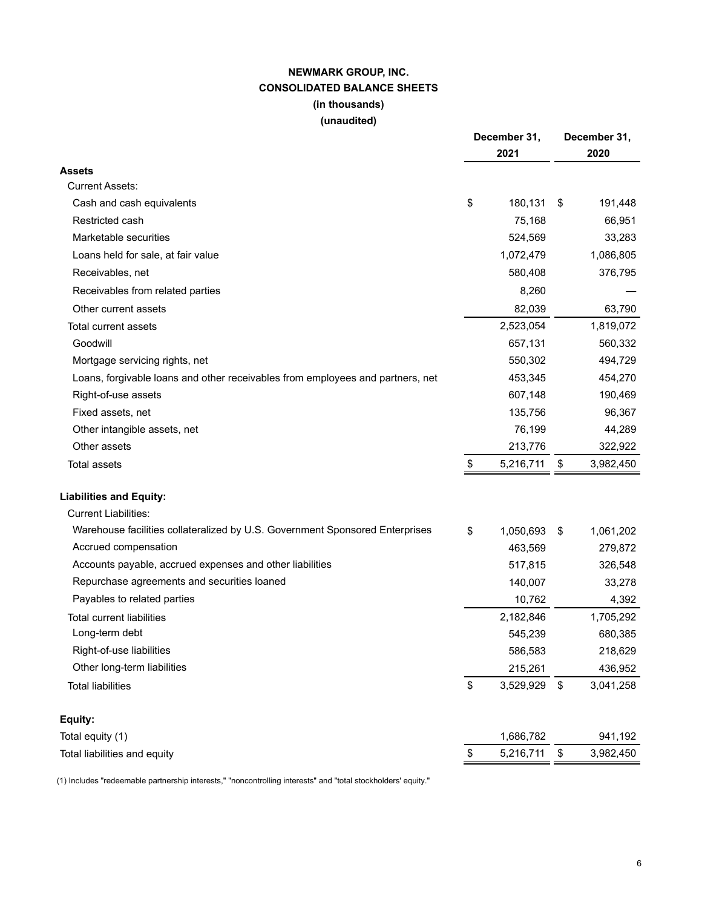# NEWMARK GROUP, INC.
## CONSOLIDATED BALANCE SHEETS
### (in thousands)
### (unaudited)

| | December 31, 2021 | December 31, 2020 |
|---|---|---|
| **Assets** | | |
| Current Assets: | | |
| Cash and cash equivalents | $ 180,131 | $ 191,448 |
| Restricted cash | 75,168 | 66,951 |
| Marketable securities | 524,569 | 33,283 |
| Loans held for sale, at fair value | 1,072,479 | 1,086,805 |
| Receivables, net | 580,408 | 376,795 |
| Receivables from related parties | 8,260 | — |
| Other current assets | 82,039 | 63,790 |
| Total current assets | 2,523,054 | 1,819,072 |
| Goodwill | 657,131 | 560,332 |
| Mortgage servicing rights, net | 550,302 | 494,729 |
| Loans, forgivable loans and other receivables from employees and partners, net | 453,345 | 454,270 |
| Right-of-use assets | 607,148 | 190,469 |
| Fixed assets, net | 135,756 | 96,367 |
| Other intangible assets, net | 76,199 | 44,289 |
| Other assets | 213,776 | 322,922 |
| Total assets | $ 5,216,711 | $ 3,982,450 |
| | | |
| **Liabilities and Equity:** | | |
| Current Liabilities: | | |
| Warehouse facilities collateralized by U.S. Government Sponsored Enterprises | $ 1,050,693 | $ 1,061,202 |
| Accrued compensation | 463,569 | 279,872 |
| Accounts payable, accrued expenses and other liabilities | 517,815 | 326,548 |
| Repurchase agreements and securities loaned | 140,007 | 33,278 |
| Payables to related parties | 10,762 | 4,392 |
| Total current liabilities | 2,182,846 | 1,705,292 |
| Long-term debt | 545,239 | 680,385 |
| Right-of-use liabilities | 586,583 | 218,629 |
| Other long-term liabilities | 215,261 | 436,952 |
| Total liabilities | $ 3,529,929 | $ 3,041,258 |
| | | |
| **Equity:** | | |
| Total equity (1) | 1,686,782 | 941,192 |
| Total liabilities and equity | $ 5,216,711 | $ 3,982,450 |

(1) Includes "redeemable partnership interests," "noncontrolling interests" and "total stockholders' equity."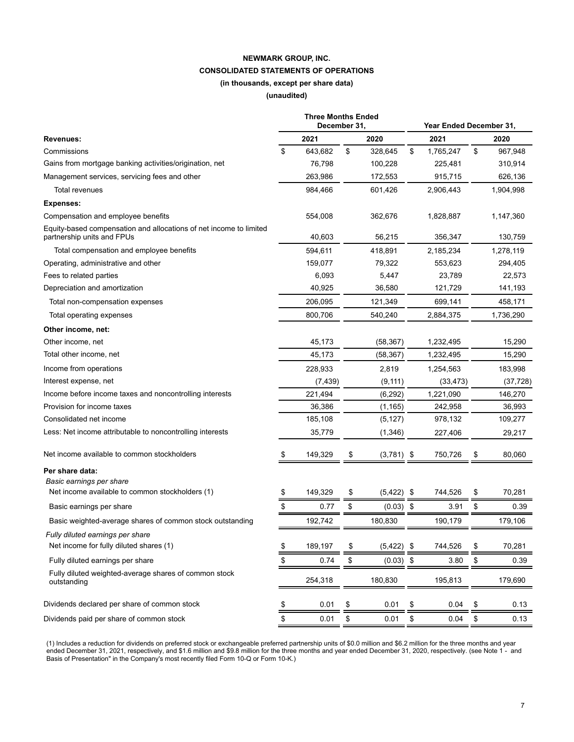# NEWMARK GROUP, INC.

## CONSOLIDATED STATEMENTS OF OPERATIONS

**(in thousands, except per share data)**

**(unaudited)**

| | Three Months Ended December 31, | | Year Ended December 31, | |
|---|---|---|---|---|
| | **2021** | **2020** | **2021** | **2020** |
| **Revenues:** | | | | |
| Commissions | $ 643,682 | $ 328,645 | $ 1,765,247 | $ 967,948 |
| Gains from mortgage banking activities/origination, net | 76,798 | 100,228 | 225,481 | 310,914 |
| Management services, servicing fees and other | 263,986 | 172,553 | 915,715 | 626,136 |
| Total revenues | 984,466 | 601,426 | 2,906,443 | 1,904,998 |
| **Expenses:** | | | | |
| Compensation and employee benefits | 554,008 | 362,676 | 1,828,887 | 1,147,360 |
| Equity-based compensation and allocations of net income to limited partnership units and FPUs | 40,603 | 56,215 | 356,347 | 130,759 |
| Total compensation and employee benefits | 594,611 | 418,891 | 2,185,234 | 1,278,119 |
| Operating, administrative and other | 159,077 | 79,322 | 553,623 | 294,405 |
| Fees to related parties | 6,093 | 5,447 | 23,789 | 22,573 |
| Depreciation and amortization | 40,925 | 36,580 | 121,729 | 141,193 |
| Total non-compensation expenses | 206,095 | 121,349 | 699,141 | 458,171 |
| Total operating expenses | 800,706 | 540,240 | 2,884,375 | 1,736,290 |
| **Other income, net:** | | | | |
| Other income, net | 45,173 | (58,367) | 1,232,495 | 15,290 |
| Total other income, net | 45,173 | (58,367) | 1,232,495 | 15,290 |
| Income from operations | 228,933 | 2,819 | 1,254,563 | 183,998 |
| Interest expense, net | (7,439) | (9,111) | (33,473) | (37,728) |
| Income before income taxes and noncontrolling interests | 221,494 | (6,292) | 1,221,090 | 146,270 |
| Provision for income taxes | 36,386 | (1,165) | 242,958 | 36,993 |
| Consolidated net income | 185,108 | (5,127) | 978,132 | 109,277 |
| Less: Net income attributable to noncontrolling interests | 35,779 | (1,346) | 227,406 | 29,217 |
| Net income available to common stockholders | $ 149,329 | $ (3,781) | $ 750,726 | $ 80,060 |
| **Per share data:** | | | | |
| *Basic earnings per share* | | | | |
| Net income available to common stockholders (1) | $ 149,329 | $ (5,422) | $ 744,526 | $ 70,281 |
| Basic earnings per share | $ 0.77 | $ (0.03) | $ 3.91 | $ 0.39 |
| Basic weighted-average shares of common stock outstanding | 192,742 | 180,830 | 190,179 | 179,106 |
| *Fully diluted earnings per share* | | | | |
| Net income for fully diluted shares (1) | $ 189,197 | $ (5,422) | $ 744,526 | $ 70,281 |
| Fully diluted earnings per share | $ 0.74 | $ (0.03) | $ 3.80 | $ 0.39 |
| Fully diluted weighted-average shares of common stock outstanding | 254,318 | 180,830 | 195,813 | 179,690 |
| Dividends declared per share of common stock | $ 0.01 | $ 0.01 | $ 0.04 | $ 0.13 |
| Dividends paid per share of common stock | $ 0.01 | $ 0.01 | $ 0.04 | $ 0.13 |

(1) Includes a reduction for dividends on preferred stock or exchangeable preferred partnership units of $0.0 million and $6.2 million for the three months and year ended December 31, 2021, respectively, and $1.6 million and $9.8 million for the three months and year ended December 31, 2020, respectively. (see Note 1 - and Basis of Presentation" in the Company's most recently filed Form 10-Q or Form 10-K.)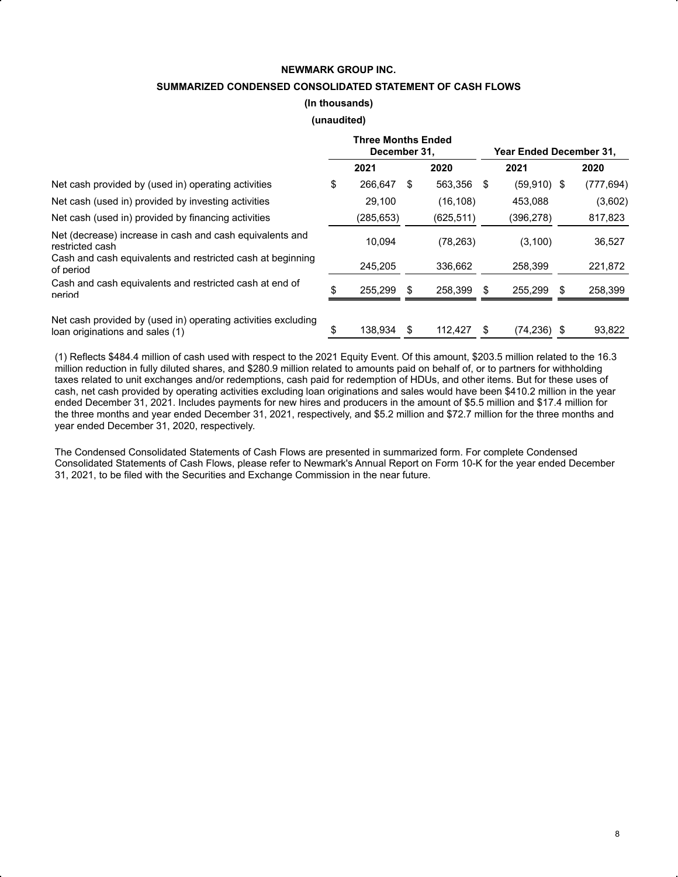**NEWMARK GROUP INC.**

**SUMMARIZED CONDENSED CONSOLIDATED STATEMENT OF CASH FLOWS**

**(In thousands)**

**(unaudited)**

| | Three Months Ended December 31, | | Year Ended December 31, | |
|---|---|---|---|---|
| | **2021** | **2020** | **2021** | **2020** |
| Net cash provided by (used in) operating activities | $ 266,647 | $ 563,356 | $ (59,910) | $ (777,694) |
| Net cash (used in) provided by investing activities | 29,100 | (16,108) | 453,088 | (3,602) |
| Net cash (used in) provided by financing activities | (285,653) | (625,511) | (396,278) | 817,823 |
| Net (decrease) increase in cash and cash equivalents and restricted cash | 10,094 | (78,263) | (3,100) | 36,527 |
| Cash and cash equivalents and restricted cash at beginning of period | 245,205 | 336,662 | 258,399 | 221,872 |
| Cash and cash equivalents and restricted cash at end of period | $ 255,299 | $ 258,399 | $ 255,299 | $ 258,399 |
| | | | | |
| Net cash provided by (used in) operating activities excluding loan originations and sales (1) | $ 138,934 | $ 112,427 | $ (74,236) | $ 93,822 |

(1) Reflects $484.4 million of cash used with respect to the 2021 Equity Event. Of this amount, $203.5 million related to the 16.3 million reduction in fully diluted shares, and $280.9 million related to amounts paid on behalf of, or to partners for withholding taxes related to unit exchanges and/or redemptions, cash paid for redemption of HDUs, and other items. But for these uses of cash, net cash provided by operating activities excluding loan originations and sales would have been $410.2 million in the year ended December 31, 2021. Includes payments for new hires and producers in the amount of $5.5 million and $17.4 million for the three months and year ended December 31, 2021, respectively, and $5.2 million and $72.7 million for the three months and year ended December 31, 2020, respectively.

The Condensed Consolidated Statements of Cash Flows are presented in summarized form. For complete Condensed Consolidated Statements of Cash Flows, please refer to Newmark's Annual Report on Form 10-K for the year ended December 31, 2021, to be filed with the Securities and Exchange Commission in the near future.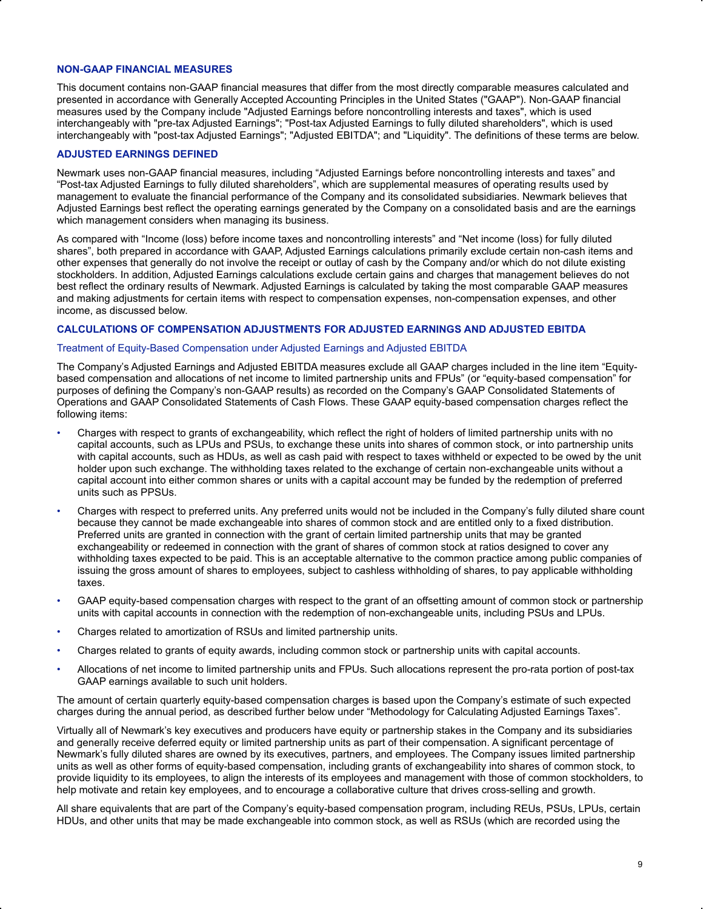## NON-GAAP FINANCIAL MEASURES

This document contains non-GAAP financial measures that differ from the most directly comparable measures calculated and presented in accordance with Generally Accepted Accounting Principles in the United States ("GAAP"). Non-GAAP financial measures used by the Company include "Adjusted Earnings before noncontrolling interests and taxes", which is used interchangeably with "pre-tax Adjusted Earnings"; "Post-tax Adjusted Earnings to fully diluted shareholders", which is used interchangeably with "post-tax Adjusted Earnings"; "Adjusted EBITDA"; and "Liquidity". The definitions of these terms are below.

## ADJUSTED EARNINGS DEFINED

Newmark uses non-GAAP financial measures, including "Adjusted Earnings before noncontrolling interests and taxes" and "Post-tax Adjusted Earnings to fully diluted shareholders", which are supplemental measures of operating results used by management to evaluate the financial performance of the Company and its consolidated subsidiaries. Newmark believes that Adjusted Earnings best reflect the operating earnings generated by the Company on a consolidated basis and are the earnings which management considers when managing its business.

As compared with "Income (loss) before income taxes and noncontrolling interests" and "Net income (loss) for fully diluted shares", both prepared in accordance with GAAP, Adjusted Earnings calculations primarily exclude certain non-cash items and other expenses that generally do not involve the receipt or outlay of cash by the Company and/or which do not dilute existing stockholders. In addition, Adjusted Earnings calculations exclude certain gains and charges that management believes do not best reflect the ordinary results of Newmark. Adjusted Earnings is calculated by taking the most comparable GAAP measures and making adjustments for certain items with respect to compensation expenses, non-compensation expenses, and other income, as discussed below.

## CALCULATIONS OF COMPENSATION ADJUSTMENTS FOR ADJUSTED EARNINGS AND ADJUSTED EBITDA

### Treatment of Equity-Based Compensation under Adjusted Earnings and Adjusted EBITDA

The Company's Adjusted Earnings and Adjusted EBITDA measures exclude all GAAP charges included in the line item "Equity-based compensation and allocations of net income to limited partnership units and FPUs" (or "equity-based compensation" for purposes of defining the Company's non-GAAP results) as recorded on the Company's GAAP Consolidated Statements of Operations and GAAP Consolidated Statements of Cash Flows. These GAAP equity-based compensation charges reflect the following items:

- Charges with respect to grants of exchangeability, which reflect the right of holders of limited partnership units with no capital accounts, such as LPUs and PSUs, to exchange these units into shares of common stock, or into partnership units with capital accounts, such as HDUs, as well as cash paid with respect to taxes withheld or expected to be owed by the unit holder upon such exchange. The withholding taxes related to the exchange of certain non-exchangeable units without a capital account into either common shares or units with a capital account may be funded by the redemption of preferred units such as PPSUs.
- Charges with respect to preferred units. Any preferred units would not be included in the Company's fully diluted share count because they cannot be made exchangeable into shares of common stock and are entitled only to a fixed distribution. Preferred units are granted in connection with the grant of certain limited partnership units that may be granted exchangeability or redeemed in connection with the grant of shares of common stock at ratios designed to cover any withholding taxes expected to be paid. This is an acceptable alternative to the common practice among public companies of issuing the gross amount of shares to employees, subject to cashless withholding of shares, to pay applicable withholding taxes.
- GAAP equity-based compensation charges with respect to the grant of an offsetting amount of common stock or partnership units with capital accounts in connection with the redemption of non-exchangeable units, including PSUs and LPUs.
- Charges related to amortization of RSUs and limited partnership units.
- Charges related to grants of equity awards, including common stock or partnership units with capital accounts.
- Allocations of net income to limited partnership units and FPUs. Such allocations represent the pro-rata portion of post-tax GAAP earnings available to such unit holders.

The amount of certain quarterly equity-based compensation charges is based upon the Company's estimate of such expected charges during the annual period, as described further below under "Methodology for Calculating Adjusted Earnings Taxes".

Virtually all of Newmark's key executives and producers have equity or partnership stakes in the Company and its subsidiaries and generally receive deferred equity or limited partnership units as part of their compensation. A significant percentage of Newmark's fully diluted shares are owned by its executives, partners, and employees. The Company issues limited partnership units as well as other forms of equity-based compensation, including grants of exchangeability into shares of common stock, to provide liquidity to its employees, to align the interests of its employees and management with those of common stockholders, to help motivate and retain key employees, and to encourage a collaborative culture that drives cross-selling and growth.

All share equivalents that are part of the Company's equity-based compensation program, including REUs, PSUs, LPUs, certain HDUs, and other units that may be made exchangeable into common stock, as well as RSUs (which are recorded using the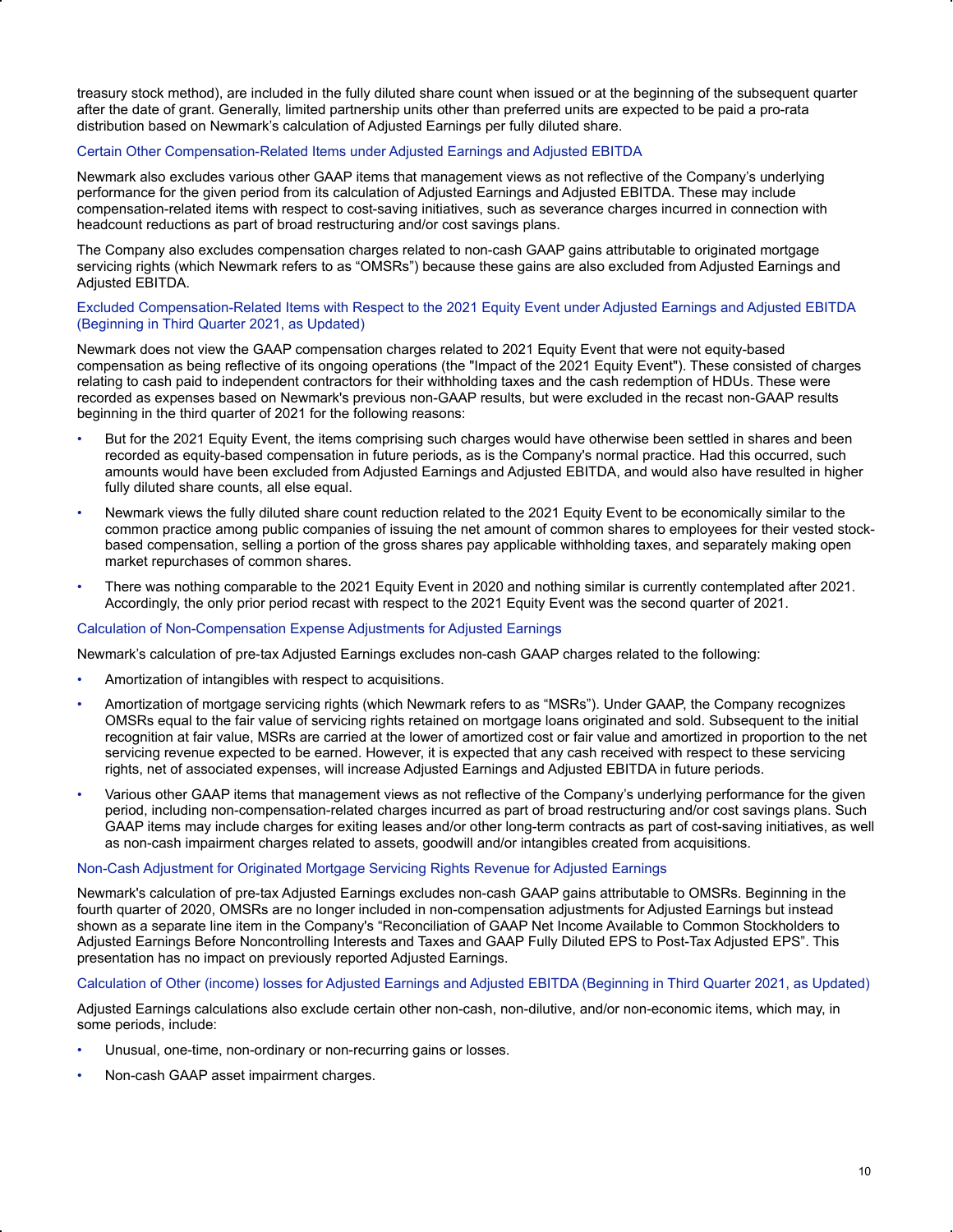treasury stock method), are included in the fully diluted share count when issued or at the beginning of the subsequent quarter after the date of grant. Generally, limited partnership units other than preferred units are expected to be paid a pro-rata distribution based on Newmark's calculation of Adjusted Earnings per fully diluted share.

### Certain Other Compensation-Related Items under Adjusted Earnings and Adjusted EBITDA

Newmark also excludes various other GAAP items that management views as not reflective of the Company's underlying performance for the given period from its calculation of Adjusted Earnings and Adjusted EBITDA. These may include compensation-related items with respect to cost-saving initiatives, such as severance charges incurred in connection with headcount reductions as part of broad restructuring and/or cost savings plans.

The Company also excludes compensation charges related to non-cash GAAP gains attributable to originated mortgage servicing rights (which Newmark refers to as "OMSRs") because these gains are also excluded from Adjusted Earnings and Adjusted EBITDA.

### Excluded Compensation-Related Items with Respect to the 2021 Equity Event under Adjusted Earnings and Adjusted EBITDA (Beginning in Third Quarter 2021, as Updated)

Newmark does not view the GAAP compensation charges related to 2021 Equity Event that were not equity-based compensation as being reflective of its ongoing operations (the "Impact of the 2021 Equity Event"). These consisted of charges relating to cash paid to independent contractors for their withholding taxes and the cash redemption of HDUs. These were recorded as expenses based on Newmark's previous non-GAAP results, but were excluded in the recast non-GAAP results beginning in the third quarter of 2021 for the following reasons:

- But for the 2021 Equity Event, the items comprising such charges would have otherwise been settled in shares and been recorded as equity-based compensation in future periods, as is the Company's normal practice. Had this occurred, such amounts would have been excluded from Adjusted Earnings and Adjusted EBITDA, and would also have resulted in higher fully diluted share counts, all else equal.
- Newmark views the fully diluted share count reduction related to the 2021 Equity Event to be economically similar to the common practice among public companies of issuing the net amount of common shares to employees for their vested stock-based compensation, selling a portion of the gross shares pay applicable withholding taxes, and separately making open market repurchases of common shares.
- There was nothing comparable to the 2021 Equity Event in 2020 and nothing similar is currently contemplated after 2021. Accordingly, the only prior period recast with respect to the 2021 Equity Event was the second quarter of 2021.

### Calculation of Non-Compensation Expense Adjustments for Adjusted Earnings

Newmark's calculation of pre-tax Adjusted Earnings excludes non-cash GAAP charges related to the following:

- Amortization of intangibles with respect to acquisitions.
- Amortization of mortgage servicing rights (which Newmark refers to as "MSRs"). Under GAAP, the Company recognizes OMSRs equal to the fair value of servicing rights retained on mortgage loans originated and sold. Subsequent to the initial recognition at fair value, MSRs are carried at the lower of amortized cost or fair value and amortized in proportion to the net servicing revenue expected to be earned. However, it is expected that any cash received with respect to these servicing rights, net of associated expenses, will increase Adjusted Earnings and Adjusted EBITDA in future periods.
- Various other GAAP items that management views as not reflective of the Company's underlying performance for the given period, including non-compensation-related charges incurred as part of broad restructuring and/or cost savings plans. Such GAAP items may include charges for exiting leases and/or other long-term contracts as part of cost-saving initiatives, as well as non-cash impairment charges related to assets, goodwill and/or intangibles created from acquisitions.

### Non-Cash Adjustment for Originated Mortgage Servicing Rights Revenue for Adjusted Earnings

Newmark's calculation of pre-tax Adjusted Earnings excludes non-cash GAAP gains attributable to OMSRs. Beginning in the fourth quarter of 2020, OMSRs are no longer included in non-compensation adjustments for Adjusted Earnings but instead shown as a separate line item in the Company's "Reconciliation of GAAP Net Income Available to Common Stockholders to Adjusted Earnings Before Noncontrolling Interests and Taxes and GAAP Fully Diluted EPS to Post-Tax Adjusted EPS". This presentation has no impact on previously reported Adjusted Earnings.

### Calculation of Other (income) losses for Adjusted Earnings and Adjusted EBITDA (Beginning in Third Quarter 2021, as Updated)

Adjusted Earnings calculations also exclude certain other non-cash, non-dilutive, and/or non-economic items, which may, in some periods, include:

- Unusual, one-time, non-ordinary or non-recurring gains or losses.
- Non-cash GAAP asset impairment charges.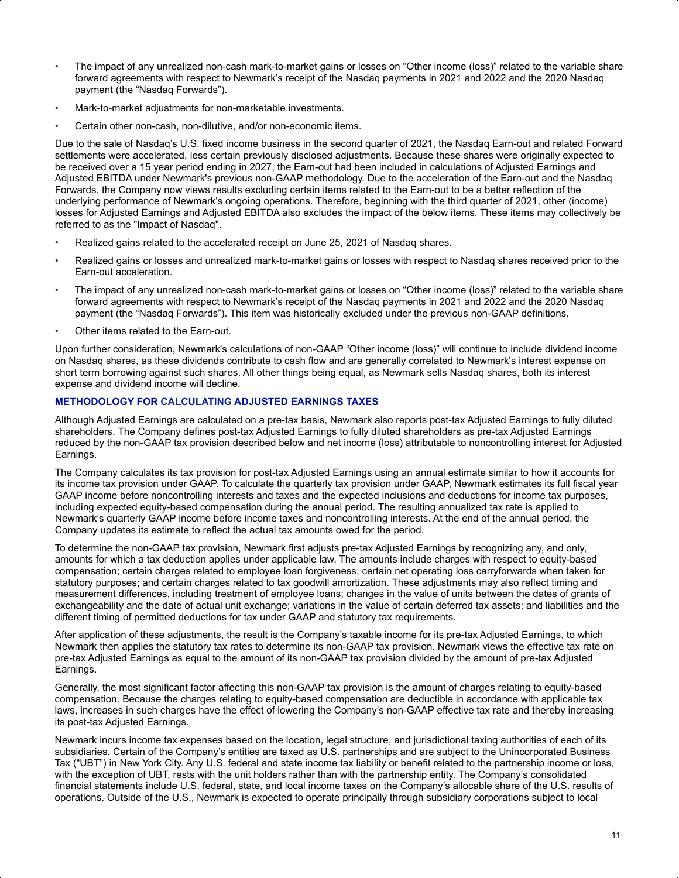- The impact of any unrealized non-cash mark-to-market gains or losses on “Other income (loss)” related to the variable share forward agreements with respect to Newmark’s receipt of the Nasdaq payments in 2021 and 2022 and the 2020 Nasdaq payment (the “Nasdaq Forwards”).
- Mark-to-market adjustments for non-marketable investments.
- Certain other non-cash, non-dilutive, and/or non-economic items.

Due to the sale of Nasdaq’s U.S. fixed income business in the second quarter of 2021, the Nasdaq Earn-out and related Forward settlements were accelerated, less certain previously disclosed adjustments. Because these shares were originally expected to be received over a 15 year period ending in 2027, the Earn-out had been included in calculations of Adjusted Earnings and Adjusted EBITDA under Newmark's previous non-GAAP methodology. Due to the acceleration of the Earn-out and the Nasdaq Forwards, the Company now views results excluding certain items related to the Earn-out to be a better reflection of the underlying performance of Newmark’s ongoing operations. Therefore, beginning with the third quarter of 2021, other (income) losses for Adjusted Earnings and Adjusted EBITDA also excludes the impact of the below items. These items may collectively be referred to as the "Impact of Nasdaq".

- Realized gains related to the accelerated receipt on June 25, 2021 of Nasdaq shares.
- Realized gains or losses and unrealized mark-to-market gains or losses with respect to Nasdaq shares received prior to the Earn-out acceleration.
- The impact of any unrealized non-cash mark-to-market gains or losses on “Other income (loss)” related to the variable share forward agreements with respect to Newmark’s receipt of the Nasdaq payments in 2021 and 2022 and the 2020 Nasdaq payment (the “Nasdaq Forwards”). This item was historically excluded under the previous non-GAAP definitions.
- Other items related to the Earn-out.

Upon further consideration, Newmark's calculations of non-GAAP “Other income (loss)” will continue to include dividend income on Nasdaq shares, as these dividends contribute to cash flow and are generally correlated to Newmark's interest expense on short term borrowing against such shares. All other things being equal, as Newmark sells Nasdaq shares, both its interest expense and dividend income will decline.

## METHODOLOGY FOR CALCULATING ADJUSTED EARNINGS TAXES

Although Adjusted Earnings are calculated on a pre-tax basis, Newmark also reports post-tax Adjusted Earnings to fully diluted shareholders. The Company defines post-tax Adjusted Earnings to fully diluted shareholders as pre-tax Adjusted Earnings reduced by the non-GAAP tax provision described below and net income (loss) attributable to noncontrolling interest for Adjusted Earnings.

The Company calculates its tax provision for post-tax Adjusted Earnings using an annual estimate similar to how it accounts for its income tax provision under GAAP. To calculate the quarterly tax provision under GAAP, Newmark estimates its full fiscal year GAAP income before noncontrolling interests and taxes and the expected inclusions and deductions for income tax purposes, including expected equity-based compensation during the annual period. The resulting annualized tax rate is applied to Newmark’s quarterly GAAP income before income taxes and noncontrolling interests. At the end of the annual period, the Company updates its estimate to reflect the actual tax amounts owed for the period.

To determine the non-GAAP tax provision, Newmark first adjusts pre-tax Adjusted Earnings by recognizing any, and only, amounts for which a tax deduction applies under applicable law. The amounts include charges with respect to equity-based compensation; certain charges related to employee loan forgiveness; certain net operating loss carryforwards when taken for statutory purposes; and certain charges related to tax goodwill amortization. These adjustments may also reflect timing and measurement differences, including treatment of employee loans; changes in the value of units between the dates of grants of exchangeability and the date of actual unit exchange; variations in the value of certain deferred tax assets; and liabilities and the different timing of permitted deductions for tax under GAAP and statutory tax requirements.

After application of these adjustments, the result is the Company’s taxable income for its pre-tax Adjusted Earnings, to which Newmark then applies the statutory tax rates to determine its non-GAAP tax provision. Newmark views the effective tax rate on pre-tax Adjusted Earnings as equal to the amount of its non-GAAP tax provision divided by the amount of pre-tax Adjusted Earnings.

Generally, the most significant factor affecting this non-GAAP tax provision is the amount of charges relating to equity-based compensation. Because the charges relating to equity-based compensation are deductible in accordance with applicable tax laws, increases in such charges have the effect of lowering the Company’s non-GAAP effective tax rate and thereby increasing its post-tax Adjusted Earnings.

Newmark incurs income tax expenses based on the location, legal structure, and jurisdictional taxing authorities of each of its subsidiaries. Certain of the Company’s entities are taxed as U.S. partnerships and are subject to the Unincorporated Business Tax (“UBT”) in New York City. Any U.S. federal and state income tax liability or benefit related to the partnership income or loss, with the exception of UBT, rests with the unit holders rather than with the partnership entity. The Company’s consolidated financial statements include U.S. federal, state, and local income taxes on the Company’s allocable share of the U.S. results of operations. Outside of the U.S., Newmark is expected to operate principally through subsidiary corporations subject to local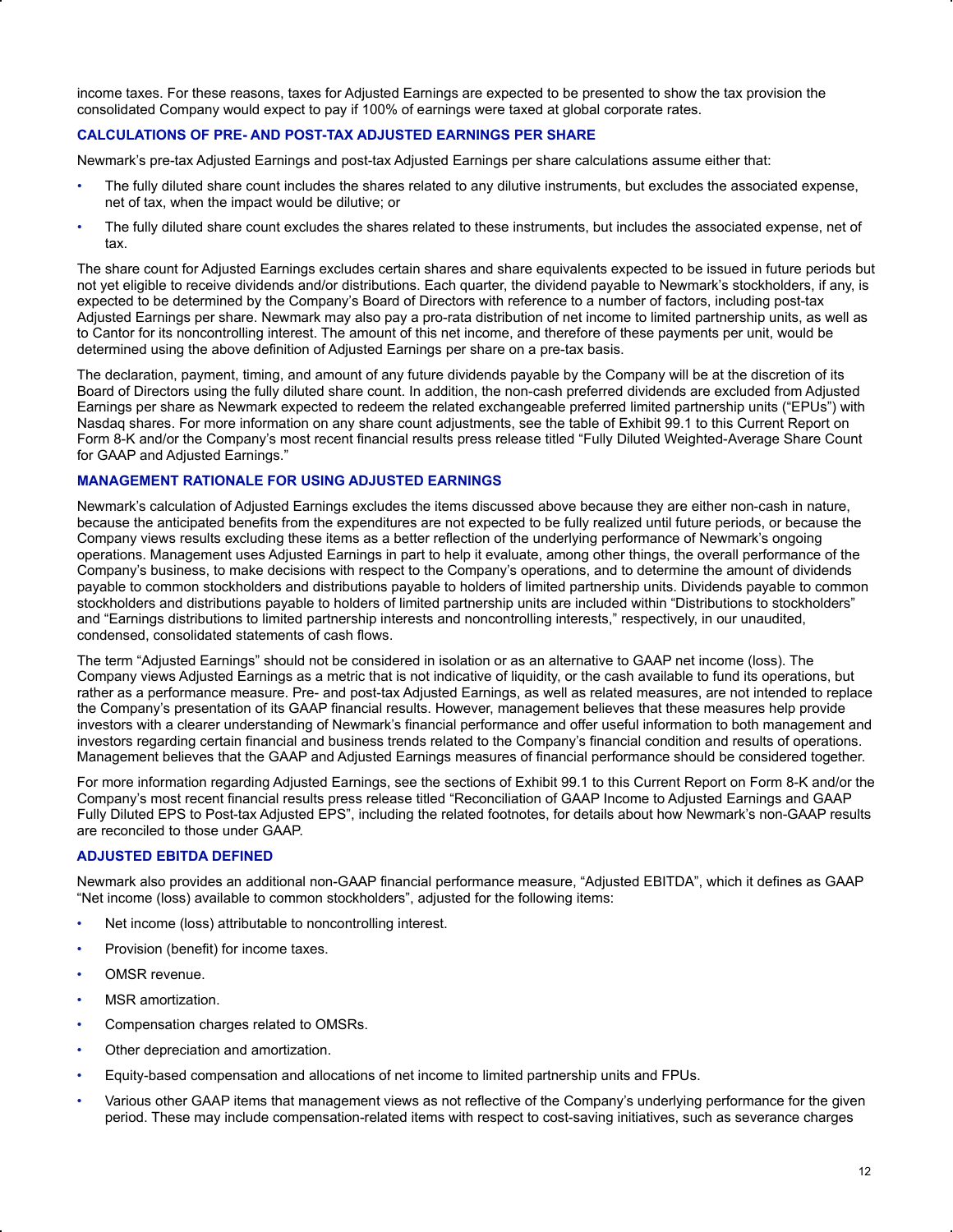income taxes. For these reasons, taxes for Adjusted Earnings are expected to be presented to show the tax provision the consolidated Company would expect to pay if 100% of earnings were taxed at global corporate rates.

### CALCULATIONS OF PRE- AND POST-TAX ADJUSTED EARNINGS PER SHARE

Newmark's pre-tax Adjusted Earnings and post-tax Adjusted Earnings per share calculations assume either that:

- The fully diluted share count includes the shares related to any dilutive instruments, but excludes the associated expense, net of tax, when the impact would be dilutive; or
- The fully diluted share count excludes the shares related to these instruments, but includes the associated expense, net of tax.

The share count for Adjusted Earnings excludes certain shares and share equivalents expected to be issued in future periods but not yet eligible to receive dividends and/or distributions. Each quarter, the dividend payable to Newmark's stockholders, if any, is expected to be determined by the Company's Board of Directors with reference to a number of factors, including post-tax Adjusted Earnings per share. Newmark may also pay a pro-rata distribution of net income to limited partnership units, as well as to Cantor for its noncontrolling interest. The amount of this net income, and therefore of these payments per unit, would be determined using the above definition of Adjusted Earnings per share on a pre-tax basis.

The declaration, payment, timing, and amount of any future dividends payable by the Company will be at the discretion of its Board of Directors using the fully diluted share count. In addition, the non-cash preferred dividends are excluded from Adjusted Earnings per share as Newmark expected to redeem the related exchangeable preferred limited partnership units ("EPUs") with Nasdaq shares. For more information on any share count adjustments, see the table of Exhibit 99.1 to this Current Report on Form 8-K and/or the Company's most recent financial results press release titled "Fully Diluted Weighted-Average Share Count for GAAP and Adjusted Earnings."

### MANAGEMENT RATIONALE FOR USING ADJUSTED EARNINGS

Newmark's calculation of Adjusted Earnings excludes the items discussed above because they are either non-cash in nature, because the anticipated benefits from the expenditures are not expected to be fully realized until future periods, or because the Company views results excluding these items as a better reflection of the underlying performance of Newmark's ongoing operations. Management uses Adjusted Earnings in part to help it evaluate, among other things, the overall performance of the Company's business, to make decisions with respect to the Company's operations, and to determine the amount of dividends payable to common stockholders and distributions payable to holders of limited partnership units. Dividends payable to common stockholders and distributions payable to holders of limited partnership units are included within "Distributions to stockholders" and "Earnings distributions to limited partnership interests and noncontrolling interests," respectively, in our unaudited, condensed, consolidated statements of cash flows.

The term "Adjusted Earnings" should not be considered in isolation or as an alternative to GAAP net income (loss). The Company views Adjusted Earnings as a metric that is not indicative of liquidity, or the cash available to fund its operations, but rather as a performance measure. Pre- and post-tax Adjusted Earnings, as well as related measures, are not intended to replace the Company's presentation of its GAAP financial results. However, management believes that these measures help provide investors with a clearer understanding of Newmark's financial performance and offer useful information to both management and investors regarding certain financial and business trends related to the Company's financial condition and results of operations. Management believes that the GAAP and Adjusted Earnings measures of financial performance should be considered together.

For more information regarding Adjusted Earnings, see the sections of Exhibit 99.1 to this Current Report on Form 8-K and/or the Company's most recent financial results press release titled "Reconciliation of GAAP Income to Adjusted Earnings and GAAP Fully Diluted EPS to Post-tax Adjusted EPS", including the related footnotes, for details about how Newmark's non-GAAP results are reconciled to those under GAAP.

### ADJUSTED EBITDA DEFINED

Newmark also provides an additional non-GAAP financial performance measure, "Adjusted EBITDA", which it defines as GAAP "Net income (loss) available to common stockholders", adjusted for the following items:

- Net income (loss) attributable to noncontrolling interest.
- Provision (benefit) for income taxes.
- OMSR revenue.
- MSR amortization.
- Compensation charges related to OMSRs.
- Other depreciation and amortization.
- Equity-based compensation and allocations of net income to limited partnership units and FPUs.
- Various other GAAP items that management views as not reflective of the Company's underlying performance for the given period. These may include compensation-related items with respect to cost-saving initiatives, such as severance charges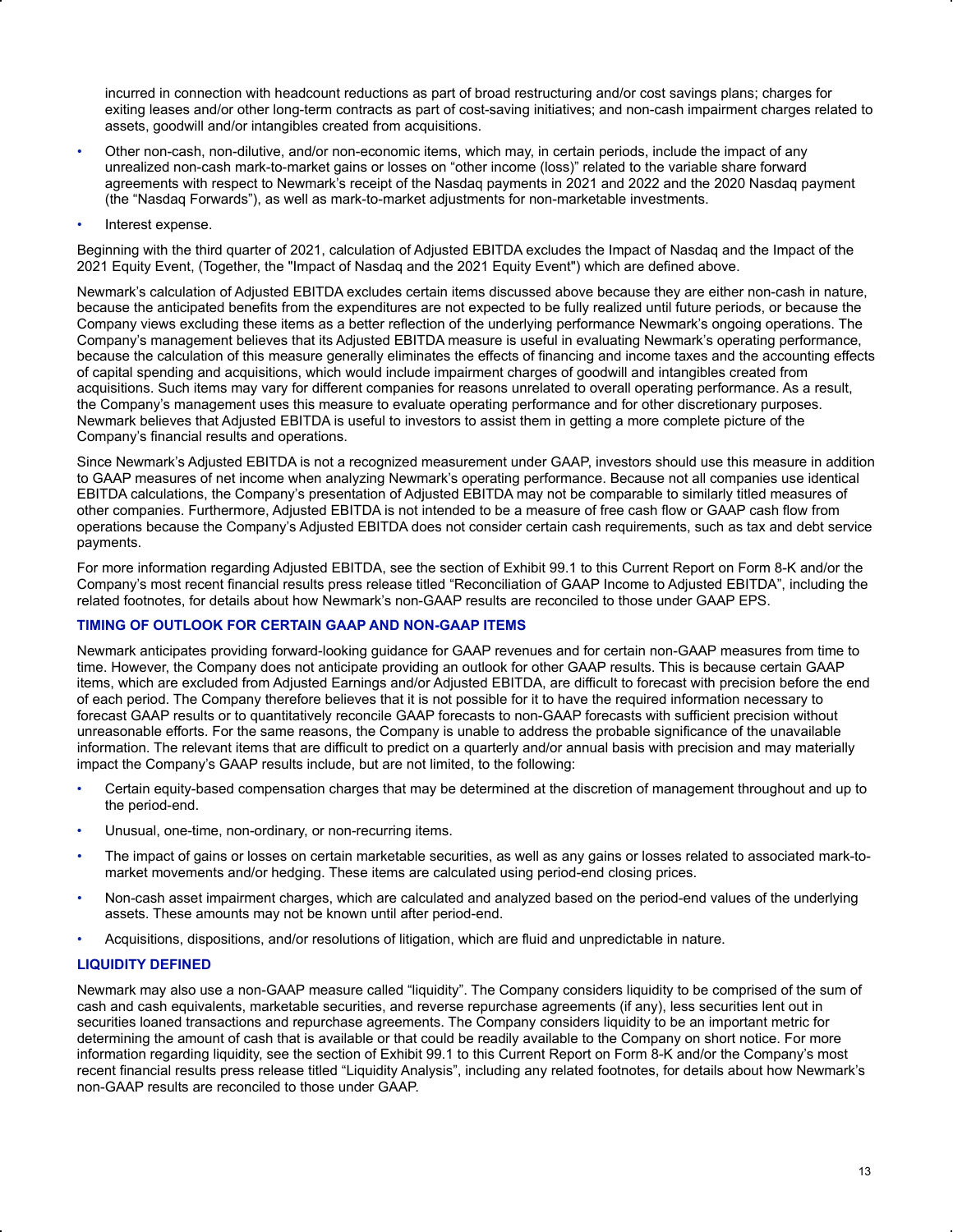incurred in connection with headcount reductions as part of broad restructuring and/or cost savings plans; charges for exiting leases and/or other long-term contracts as part of cost-saving initiatives; and non-cash impairment charges related to assets, goodwill and/or intangibles created from acquisitions.

- Other non-cash, non-dilutive, and/or non-economic items, which may, in certain periods, include the impact of any unrealized non-cash mark-to-market gains or losses on "other income (loss)" related to the variable share forward agreements with respect to Newmark's receipt of the Nasdaq payments in 2021 and 2022 and the 2020 Nasdaq payment (the "Nasdaq Forwards"), as well as mark-to-market adjustments for non-marketable investments.
- Interest expense.

Beginning with the third quarter of 2021, calculation of Adjusted EBITDA excludes the Impact of Nasdaq and the Impact of the 2021 Equity Event, (Together, the "Impact of Nasdaq and the 2021 Equity Event") which are defined above.

Newmark's calculation of Adjusted EBITDA excludes certain items discussed above because they are either non-cash in nature, because the anticipated benefits from the expenditures are not expected to be fully realized until future periods, or because the Company views excluding these items as a better reflection of the underlying performance Newmark's ongoing operations. The Company's management believes that its Adjusted EBITDA measure is useful in evaluating Newmark's operating performance, because the calculation of this measure generally eliminates the effects of financing and income taxes and the accounting effects of capital spending and acquisitions, which would include impairment charges of goodwill and intangibles created from acquisitions. Such items may vary for different companies for reasons unrelated to overall operating performance. As a result, the Company's management uses this measure to evaluate operating performance and for other discretionary purposes. Newmark believes that Adjusted EBITDA is useful to investors to assist them in getting a more complete picture of the Company's financial results and operations.

Since Newmark's Adjusted EBITDA is not a recognized measurement under GAAP, investors should use this measure in addition to GAAP measures of net income when analyzing Newmark's operating performance. Because not all companies use identical EBITDA calculations, the Company's presentation of Adjusted EBITDA may not be comparable to similarly titled measures of other companies. Furthermore, Adjusted EBITDA is not intended to be a measure of free cash flow or GAAP cash flow from operations because the Company's Adjusted EBITDA does not consider certain cash requirements, such as tax and debt service payments.

For more information regarding Adjusted EBITDA, see the section of Exhibit 99.1 to this Current Report on Form 8-K and/or the Company's most recent financial results press release titled "Reconciliation of GAAP Income to Adjusted EBITDA", including the related footnotes, for details about how Newmark's non-GAAP results are reconciled to those under GAAP EPS.

## TIMING OF OUTLOOK FOR CERTAIN GAAP AND NON-GAAP ITEMS

Newmark anticipates providing forward-looking guidance for GAAP revenues and for certain non-GAAP measures from time to time. However, the Company does not anticipate providing an outlook for other GAAP results. This is because certain GAAP items, which are excluded from Adjusted Earnings and/or Adjusted EBITDA, are difficult to forecast with precision before the end of each period. The Company therefore believes that it is not possible for it to have the required information necessary to forecast GAAP results or to quantitatively reconcile GAAP forecasts to non-GAAP forecasts with sufficient precision without unreasonable efforts. For the same reasons, the Company is unable to address the probable significance of the unavailable information. The relevant items that are difficult to predict on a quarterly and/or annual basis with precision and may materially impact the Company's GAAP results include, but are not limited, to the following:

- Certain equity-based compensation charges that may be determined at the discretion of management throughout and up to the period-end.
- Unusual, one-time, non-ordinary, or non-recurring items.
- The impact of gains or losses on certain marketable securities, as well as any gains or losses related to associated mark-to-market movements and/or hedging. These items are calculated using period-end closing prices.
- Non-cash asset impairment charges, which are calculated and analyzed based on the period-end values of the underlying assets. These amounts may not be known until after period-end.
- Acquisitions, dispositions, and/or resolutions of litigation, which are fluid and unpredictable in nature.

## LIQUIDITY DEFINED

Newmark may also use a non-GAAP measure called "liquidity". The Company considers liquidity to be comprised of the sum of cash and cash equivalents, marketable securities, and reverse repurchase agreements (if any), less securities lent out in securities loaned transactions and repurchase agreements. The Company considers liquidity to be an important metric for determining the amount of cash that is available or that could be readily available to the Company on short notice. For more information regarding liquidity, see the section of Exhibit 99.1 to this Current Report on Form 8-K and/or the Company's most recent financial results press release titled "Liquidity Analysis", including any related footnotes, for details about how Newmark's non-GAAP results are reconciled to those under GAAP.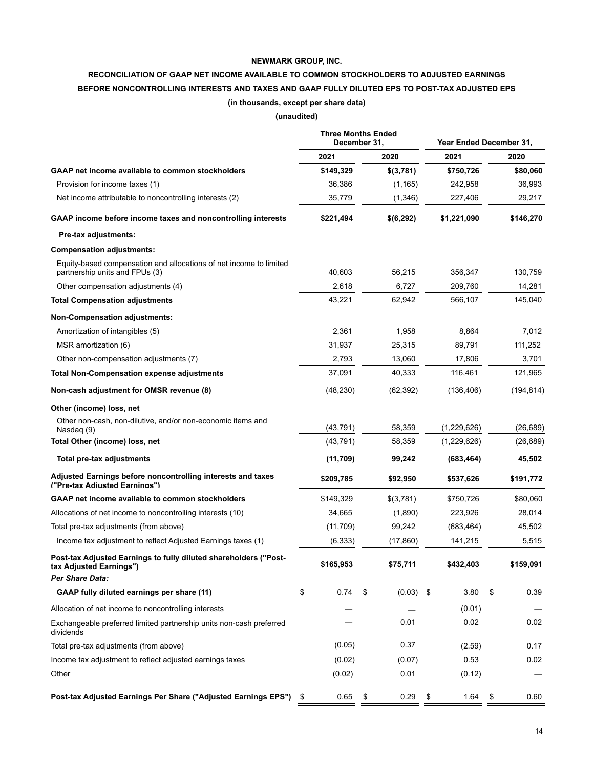**NEWMARK GROUP, INC.**

**RECONCILIATION OF GAAP NET INCOME AVAILABLE TO COMMON STOCKHOLDERS TO ADJUSTED EARNINGS BEFORE NONCONTROLLING INTERESTS AND TAXES AND GAAP FULLY DILUTED EPS TO POST-TAX ADJUSTED EPS**

**(in thousands, except per share data)**

**(unaudited)**

| | Three Months Ended December 31, | | Year Ended December 31, | |
|---|---|---|---|---|
| | **2021** | **2020** | **2021** | **2020** |
| **GAAP net income available to common stockholders** | **$149,329** | **$(3,781)** | **$750,726** | **$80,060** |
| Provision for income taxes (1) | 36,386 | (1,165) | 242,958 | 36,993 |
| Net income attributable to noncontrolling interests (2) | 35,779 | (1,346) | 227,406 | 29,217 |
| **GAAP income before income taxes and noncontrolling interests** | **$221,494** | **$(6,292)** | **$1,221,090** | **$146,270** |
| **Pre-tax adjustments:** | | | | |
| **Compensation adjustments:** | | | | |
| Equity-based compensation and allocations of net income to limited partnership units and FPUs (3) | 40,603 | 56,215 | 356,347 | 130,759 |
| Other compensation adjustments (4) | 2,618 | 6,727 | 209,760 | 14,281 |
| **Total Compensation adjustments** | 43,221 | 62,942 | 566,107 | 145,040 |
| **Non-Compensation adjustments:** | | | | |
| Amortization of intangibles (5) | 2,361 | 1,958 | 8,864 | 7,012 |
| MSR amortization (6) | 31,937 | 25,315 | 89,791 | 111,252 |
| Other non-compensation adjustments (7) | 2,793 | 13,060 | 17,806 | 3,701 |
| **Total Non-Compensation expense adjustments** | 37,091 | 40,333 | 116,461 | 121,965 |
| **Non-cash adjustment for OMSR revenue (8)** | (48,230) | (62,392) | (136,406) | (194,814) |
| **Other (income) loss, net** | | | | |
| Other non-cash, non-dilutive, and/or non-economic items and Nasdaq (9) | (43,791) | 58,359 | (1,229,626) | (26,689) |
| **Total Other (income) loss, net** | (43,791) | 58,359 | (1,229,626) | (26,689) |
| **Total pre-tax adjustments** | **(11,709)** | **99,242** | **(683,464)** | **45,502** |
| **Adjusted Earnings before noncontrolling interests and taxes ("Pre-tax Adjusted Earnings")** | **$209,785** | **$92,950** | **$537,626** | **$191,772** |
| **GAAP net income available to common stockholders** | $149,329 | $(3,781) | $750,726 | $80,060 |
| Allocations of net income to noncontrolling interests (10) | 34,665 | (1,890) | 223,926 | 28,014 |
| Total pre-tax adjustments (from above) | (11,709) | 99,242 | (683,464) | 45,502 |
| Income tax adjustment to reflect Adjusted Earnings taxes (1) | (6,333) | (17,860) | 141,215 | 5,515 |
| **Post-tax Adjusted Earnings to fully diluted shareholders ("Post-tax Adjusted Earnings")** | **$165,953** | **$75,711** | **$432,403** | **$159,091** |
| ***Per Share Data:*** | | | | |
| **GAAP fully diluted earnings per share (11)** | $ 0.74 | $ (0.03) | $ 3.80 | $ 0.39 |
| Allocation of net income to noncontrolling interests | — | — | (0.01) | — |
| Exchangeable preferred limited partnership units non-cash preferred dividends | — | 0.01 | 0.02 | 0.02 |
| Total pre-tax adjustments (from above) | (0.05) | 0.37 | (2.59) | 0.17 |
| Income tax adjustment to reflect adjusted earnings taxes | (0.02) | (0.07) | 0.53 | 0.02 |
| Other | (0.02) | 0.01 | (0.12) | — |
| **Post-tax Adjusted Earnings Per Share ("Adjusted Earnings EPS")** | $ 0.65 | $ 0.29 | $ 1.64 | $ 0.60 |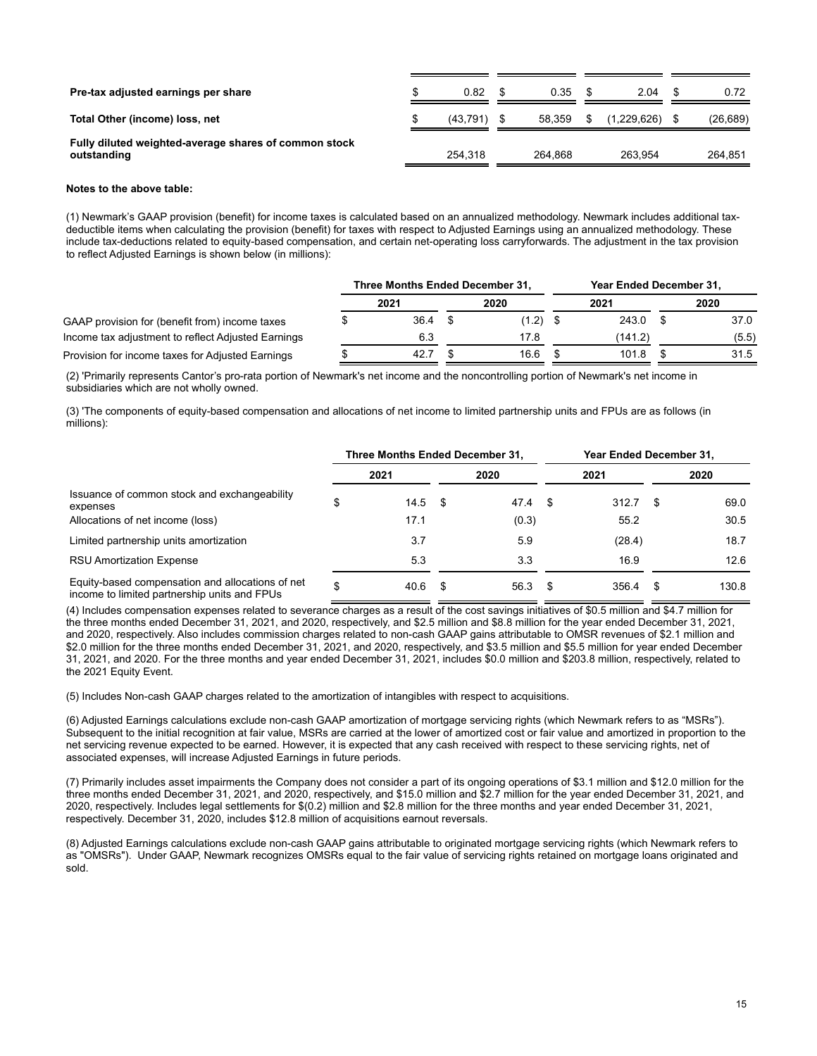| | | | | |
|---|---|---|---|---|
| **Pre-tax adjusted earnings per share** | $ 0.82 | $ 0.35 | $ 2.04 | $ 0.72 |
| **Total Other (income) loss, net** | $ (43,791) | $ 58,359 | $ (1,229,626) | $ (26,689) |
| **Fully diluted weighted-average shares of common stock outstanding** | 254,318 | 264,868 | 263,954 | 264,851 |

**Notes to the above table:**

(1) Newmark's GAAP provision (benefit) for income taxes is calculated based on an annualized methodology. Newmark includes additional tax-deductible items when calculating the provision (benefit) for taxes with respect to Adjusted Earnings using an annualized methodology. These include tax-deductions related to equity-based compensation, and certain net-operating loss carryforwards. The adjustment in the tax provision to reflect Adjusted Earnings is shown below (in millions):

| | Three Months Ended December 31, | | Year Ended December 31, | |
|---|---|---|---|---|
| | 2021 | 2020 | 2021 | 2020 |
| GAAP provision for (benefit from) income taxes | $ 36.4 | $ (1.2) | $ 243.0 | $ 37.0 |
| Income tax adjustment to reflect Adjusted Earnings | 6.3 | 17.8 | (141.2) | (5.5) |
| Provision for income taxes for Adjusted Earnings | $ 42.7 | $ 16.6 | $ 101.8 | $ 31.5 |

(2) 'Primarily represents Cantor's pro-rata portion of Newmark's net income and the noncontrolling portion of Newmark's net income in subsidiaries which are not wholly owned.

(3) 'The components of equity-based compensation and allocations of net income to limited partnership units and FPUs are as follows (in millions):

| | Three Months Ended December 31, | | Year Ended December 31, | |
|---|---|---|---|---|
| | 2021 | 2020 | 2021 | 2020 |
| Issuance of common stock and exchangeability expenses | $ 14.5 | $ 47.4 | $ 312.7 | $ 69.0 |
| Allocations of net income (loss) | 17.1 | (0.3) | 55.2 | 30.5 |
| Limited partnership units amortization | 3.7 | 5.9 | (28.4) | 18.7 |
| RSU Amortization Expense | 5.3 | 3.3 | 16.9 | 12.6 |
| Equity-based compensation and allocations of net income to limited partnership units and FPUs | $ 40.6 | $ 56.3 | $ 356.4 | $ 130.8 |

(4) Includes compensation expenses related to severance charges as a result of the cost savings initiatives of $0.5 million and $4.7 million for the three months ended December 31, 2021, and 2020, respectively, and $2.5 million and $8.8 million for the year ended December 31, 2021, and 2020, respectively. Also includes commission charges related to non-cash GAAP gains attributable to OMSR revenues of $2.1 million and $2.0 million for the three months ended December 31, 2021, and 2020, respectively, and $3.5 million and $5.5 million for year ended December 31, 2021, and 2020. For the three months and year ended December 31, 2021, includes $0.0 million and $203.8 million, respectively, related to the 2021 Equity Event.

(5) Includes Non-cash GAAP charges related to the amortization of intangibles with respect to acquisitions.

(6) Adjusted Earnings calculations exclude non-cash GAAP amortization of mortgage servicing rights (which Newmark refers to as "MSRs"). Subsequent to the initial recognition at fair value, MSRs are carried at the lower of amortized cost or fair value and amortized in proportion to the net servicing revenue expected to be earned. However, it is expected that any cash received with respect to these servicing rights, net of associated expenses, will increase Adjusted Earnings in future periods.

(7) Primarily includes asset impairments the Company does not consider a part of its ongoing operations of $3.1 million and $12.0 million for the three months ended December 31, 2021, and 2020, respectively, and $15.0 million and $2.7 million for the year ended December 31, 2021, and 2020, respectively. Includes legal settlements for $(0.2) million and $2.8 million for the three months and year ended December 31, 2021, respectively. December 31, 2020, includes $12.8 million of acquisitions earnout reversals.

(8) Adjusted Earnings calculations exclude non-cash GAAP gains attributable to originated mortgage servicing rights (which Newmark refers to as "OMSRs"). Under GAAP, Newmark recognizes OMSRs equal to the fair value of servicing rights retained on mortgage loans originated and sold.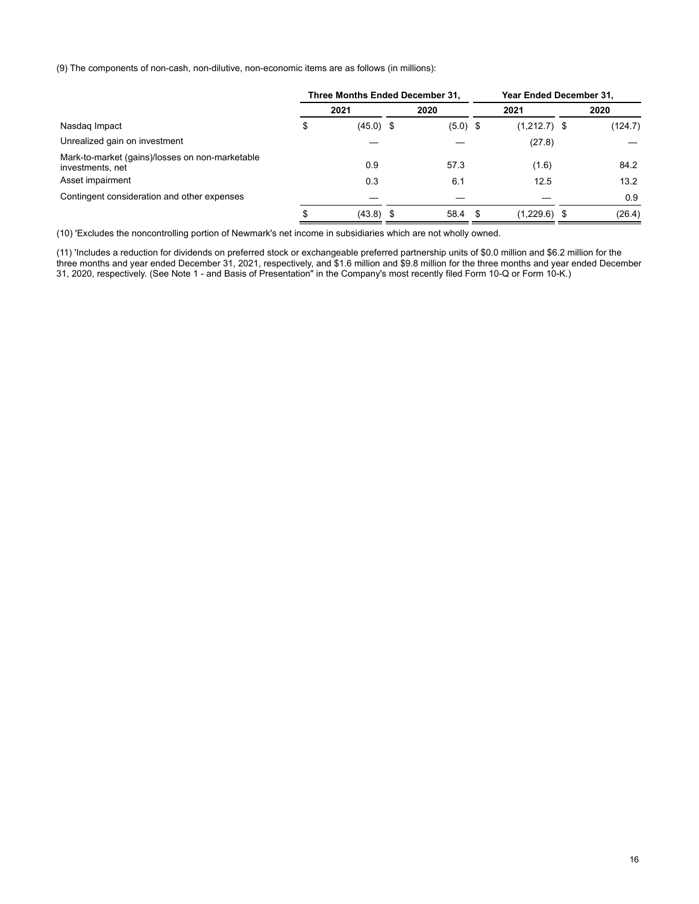(9) The components of non-cash, non-dilutive, non-economic items are as follows (in millions):

| | Three Months Ended December 31, | | Year Ended December 31, | |
|---|---|---|---|---|
| | 2021 | 2020 | 2021 | 2020 |
| Nasdaq Impact | $ (45.0) | $ (5.0) | $ (1,212.7) | $ (124.7) |
| Unrealized gain on investment | — | — | (27.8) | — |
| Mark-to-market (gains)/losses on non-marketable investments, net | 0.9 | 57.3 | (1.6) | 84.2 |
| Asset impairment | 0.3 | 6.1 | 12.5 | 13.2 |
| Contingent consideration and other expenses | — | — | — | 0.9 |
| | $ (43.8) | $ 58.4 | $ (1,229.6) | $ (26.4) |

(10) 'Excludes the noncontrolling portion of Newmark's net income in subsidiaries which are not wholly owned.

(11) 'Includes a reduction for dividends on preferred stock or exchangeable preferred partnership units of $0.0 million and $6.2 million for the three months and year ended December 31, 2021, respectively, and $1.6 million and $9.8 million for the three months and year ended December 31, 2020, respectively. (See Note 1 - and Basis of Presentation" in the Company's most recently filed Form 10-Q or Form 10-K.)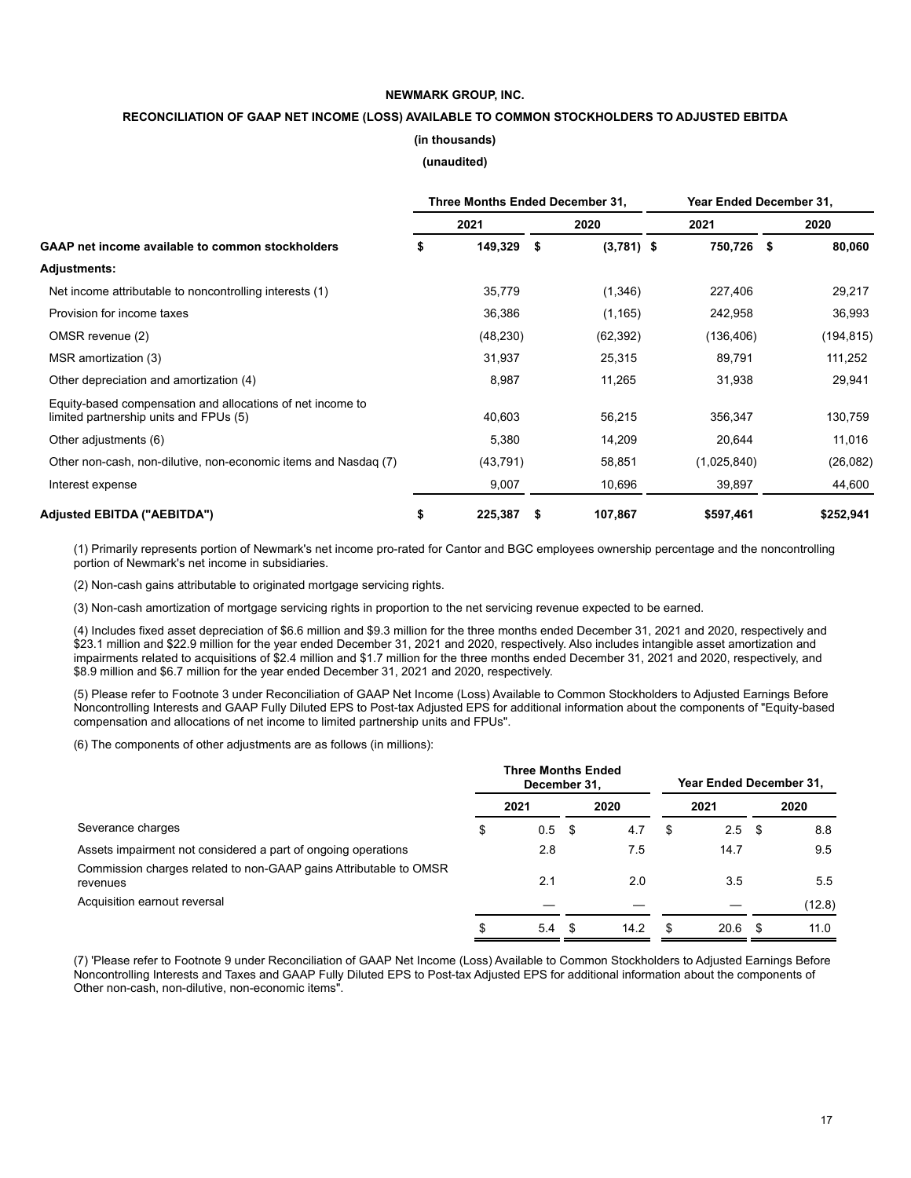**NEWMARK GROUP, INC.**

**RECONCILIATION OF GAAP NET INCOME (LOSS) AVAILABLE TO COMMON STOCKHOLDERS TO ADJUSTED EBITDA**

**(in thousands)**

**(unaudited)**

| | Three Months Ended December 31, | | Year Ended December 31, | |
|---|---|---|---|---|
| | 2021 | 2020 | 2021 | 2020 |
| **GAAP net income available to common stockholders** | $ 149,329 | $ (3,781) | $ 750,726 | $ 80,060 |
| **Adjustments:** | | | | |
| Net income attributable to noncontrolling interests (1) | 35,779 | (1,346) | 227,406 | 29,217 |
| Provision for income taxes | 36,386 | (1,165) | 242,958 | 36,993 |
| OMSR revenue (2) | (48,230) | (62,392) | (136,406) | (194,815) |
| MSR amortization (3) | 31,937 | 25,315 | 89,791 | 111,252 |
| Other depreciation and amortization (4) | 8,987 | 11,265 | 31,938 | 29,941 |
| Equity-based compensation and allocations of net income to limited partnership units and FPUs (5) | 40,603 | 56,215 | 356,347 | 130,759 |
| Other adjustments (6) | 5,380 | 14,209 | 20,644 | 11,016 |
| Other non-cash, non-dilutive, non-economic items and Nasdaq (7) | (43,791) | 58,851 | (1,025,840) | (26,082) |
| Interest expense | 9,007 | 10,696 | 39,897 | 44,600 |
| **Adjusted EBITDA ("AEBITDA")** | $ 225,387 | $ 107,867 | $597,461 | $252,941 |

(1) Primarily represents portion of Newmark's net income pro-rated for Cantor and BGC employees ownership percentage and the noncontrolling portion of Newmark's net income in subsidiaries.

(2) Non-cash gains attributable to originated mortgage servicing rights.

(3) Non-cash amortization of mortgage servicing rights in proportion to the net servicing revenue expected to be earned.

(4) Includes fixed asset depreciation of \$6.6 million and \$9.3 million for the three months ended December 31, 2021 and 2020, respectively and \$23.1 million and \$22.9 million for the year ended December 31, 2021 and 2020, respectively. Also includes intangible asset amortization and impairments related to acquisitions of \$2.4 million and \$1.7 million for the three months ended December 31, 2021 and 2020, respectively, and \$8.9 million and \$6.7 million for the year ended December 31, 2021 and 2020, respectively.

(5) Please refer to Footnote 3 under Reconciliation of GAAP Net Income (Loss) Available to Common Stockholders to Adjusted Earnings Before Noncontrolling Interests and GAAP Fully Diluted EPS to Post-tax Adjusted EPS for additional information about the components of "Equity-based compensation and allocations of net income to limited partnership units and FPUs".

(6) The components of other adjustments are as follows (in millions):

| | Three Months Ended December 31, | | Year Ended December 31, | |
|---|---|---|---|---|
| | 2021 | 2020 | 2021 | 2020 |
| Severance charges | $ 0.5 | $ 4.7 | $ 2.5 | $ 8.8 |
| Assets impairment not considered a part of ongoing operations | 2.8 | 7.5 | 14.7 | 9.5 |
| Commission charges related to non-GAAP gains Attributable to OMSR revenues | 2.1 | 2.0 | 3.5 | 5.5 |
| Acquisition earnout reversal | — | — | — | (12.8) |
| | $ 5.4 | $ 14.2 | $ 20.6 | $ 11.0 |

(7) 'Please refer to Footnote 9 under Reconciliation of GAAP Net Income (Loss) Available to Common Stockholders to Adjusted Earnings Before Noncontrolling Interests and Taxes and GAAP Fully Diluted EPS to Post-tax Adjusted EPS for additional information about the components of Other non-cash, non-dilutive, non-economic items".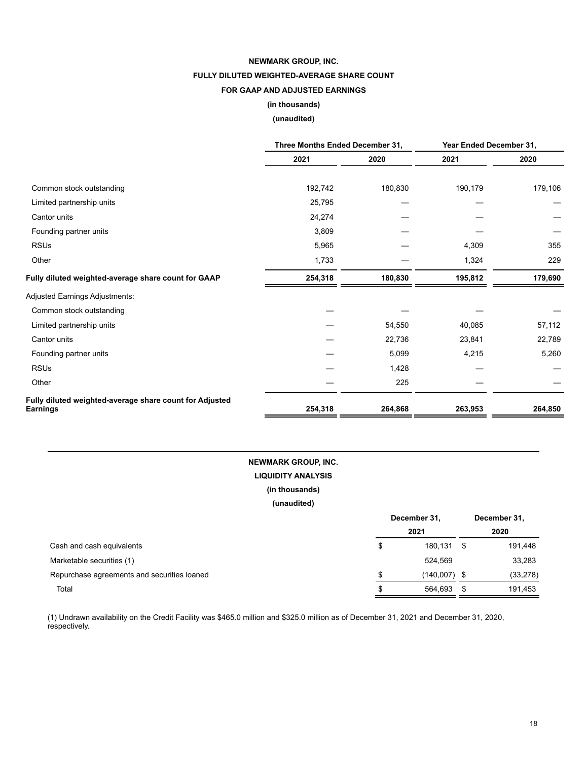**NEWMARK GROUP, INC.**

**FULLY DILUTED WEIGHTED-AVERAGE SHARE COUNT**

**FOR GAAP AND ADJUSTED EARNINGS**

**(in thousands)**

**(unaudited)**

| | Three Months Ended December 31, | | Year Ended December 31, | |
|---|---|---|---|---|
| | 2021 | 2020 | 2021 | 2020 |
| Common stock outstanding | 192,742 | 180,830 | 190,179 | 179,106 |
| Limited partnership units | 25,795 | — | — | — |
| Cantor units | 24,274 | — | — | — |
| Founding partner units | 3,809 | — | — | — |
| RSUs | 5,965 | — | 4,309 | 355 |
| Other | 1,733 | — | 1,324 | 229 |
| **Fully diluted weighted-average share count for GAAP** | **254,318** | **180,830** | **195,812** | **179,690** |
| Adjusted Earnings Adjustments: | | | | |
| Common stock outstanding | — | — | — | — |
| Limited partnership units | — | 54,550 | 40,085 | 57,112 |
| Cantor units | — | 22,736 | 23,841 | 22,789 |
| Founding partner units | — | 5,099 | 4,215 | 5,260 |
| RSUs | — | 1,428 | — | — |
| Other | — | 225 | — | — |
| **Fully diluted weighted-average share count for Adjusted Earnings** | **254,318** | **264,868** | **263,953** | **264,850** |

**NEWMARK GROUP, INC.**

**LIQUIDITY ANALYSIS**

**(in thousands)**

**(unaudited)**

| | December 31, 2021 | December 31, 2020 |
|---|---|---|
| Cash and cash equivalents | $ 180,131 | $ 191,448 |
| Marketable securities (1) | 524,569 | 33,283 |
| Repurchase agreements and securities loaned | $ (140,007) | $ (33,278) |
| Total | $ 564,693 | $ 191,453 |

(1) Undrawn availability on the Credit Facility was $465.0 million and $325.0 million as of December 31, 2021 and December 31, 2020, respectively.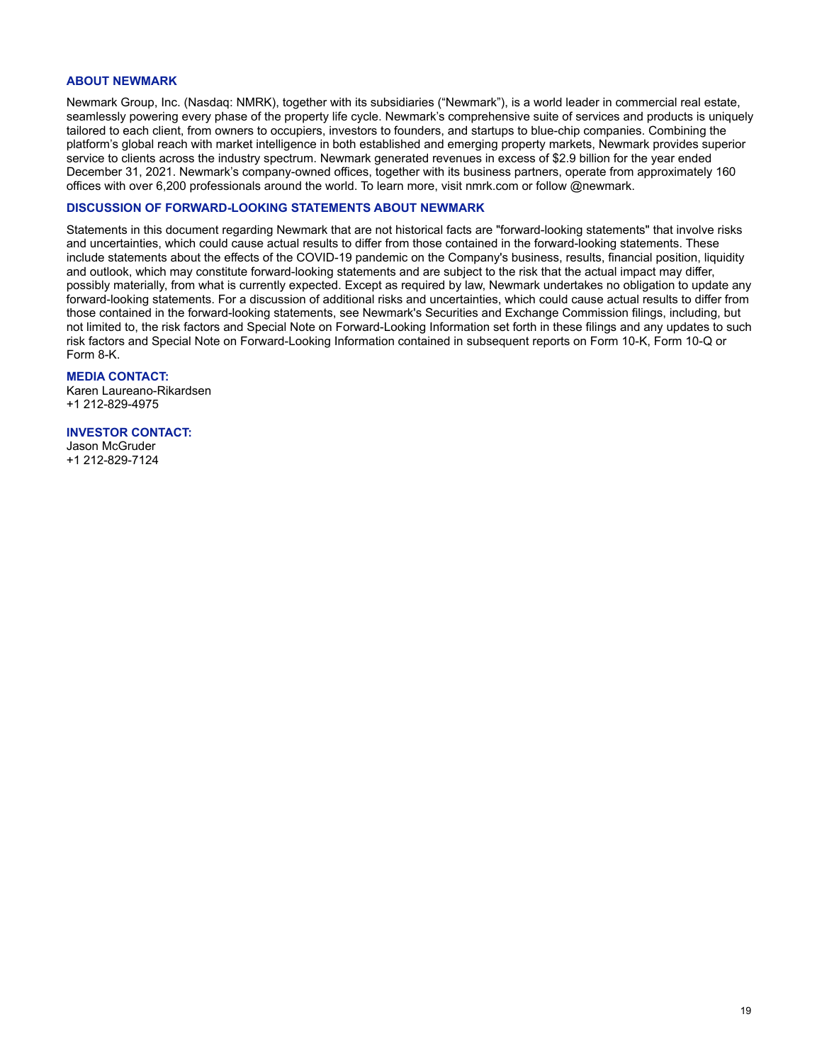## ABOUT NEWMARK

Newmark Group, Inc. (Nasdaq: NMRK), together with its subsidiaries ("Newmark"), is a world leader in commercial real estate, seamlessly powering every phase of the property life cycle. Newmark's comprehensive suite of services and products is uniquely tailored to each client, from owners to occupiers, investors to founders, and startups to blue-chip companies. Combining the platform's global reach with market intelligence in both established and emerging property markets, Newmark provides superior service to clients across the industry spectrum. Newmark generated revenues in excess of $2.9 billion for the year ended December 31, 2021. Newmark's company-owned offices, together with its business partners, operate from approximately 160 offices with over 6,200 professionals around the world. To learn more, visit nmrk.com or follow @newmark.

## DISCUSSION OF FORWARD-LOOKING STATEMENTS ABOUT NEWMARK

Statements in this document regarding Newmark that are not historical facts are "forward-looking statements" that involve risks and uncertainties, which could cause actual results to differ from those contained in the forward-looking statements. These include statements about the effects of the COVID-19 pandemic on the Company's business, results, financial position, liquidity and outlook, which may constitute forward-looking statements and are subject to the risk that the actual impact may differ, possibly materially, from what is currently expected. Except as required by law, Newmark undertakes no obligation to update any forward-looking statements. For a discussion of additional risks and uncertainties, which could cause actual results to differ from those contained in the forward-looking statements, see Newmark's Securities and Exchange Commission filings, including, but not limited to, the risk factors and Special Note on Forward-Looking Information set forth in these filings and any updates to such risk factors and Special Note on Forward-Looking Information contained in subsequent reports on Form 10-K, Form 10-Q or Form 8-K.

**MEDIA CONTACT:**
Karen Laureano-Rikardsen
+1 212-829-4975

**INVESTOR CONTACT:**
Jason McGruder
+1 212-829-7124